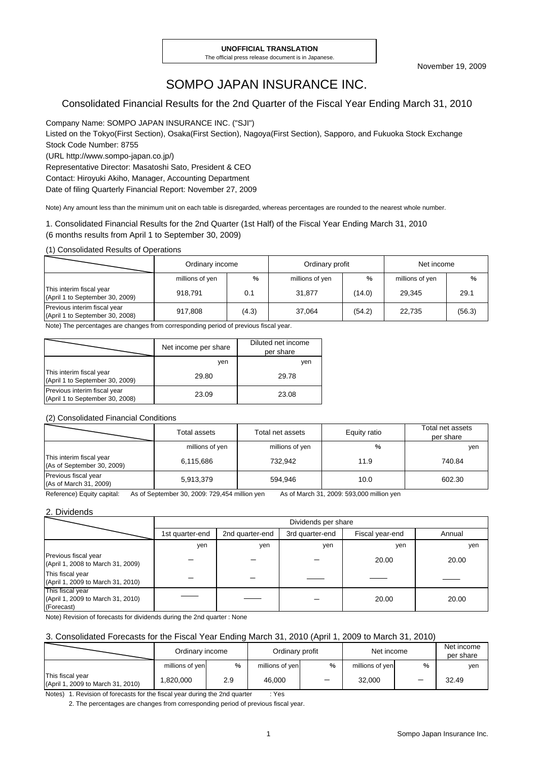**UNOFFICIAL TRANSLATION**
The official press release document is in Japanese.

November 19, 2009

# SOMPO JAPAN INSURANCE INC.

## Consolidated Financial Results for the 2nd Quarter of the Fiscal Year Ending March 31, 2010

Company Name: SOMPO JAPAN INSURANCE INC. ("SJI")
Listed on the Tokyo(First Section), Osaka(First Section), Nagoya(First Section), Sapporo, and Fukuoka Stock Exchange
Stock Code Number: 8755
(URL http://www.sompo-japan.co.jp/)
Representative Director: Masatoshi Sato, President & CEO
Contact: Hiroyuki Akiho, Manager, Accounting Department
Date of filing Quarterly Financial Report: November 27, 2009

Note) Any amount less than the minimum unit on each table is disregarded, whereas percentages are rounded to the nearest whole number.

### 1. Consolidated Financial Results for the 2nd Quarter (1st Half) of the Fiscal Year Ending March 31, 2010
(6 months results from April 1 to September 30, 2009)

(1) Consolidated Results of Operations

| | Ordinary income | | Ordinary profit | | Net income | |
|---|---|---|---|---|---|---|
| | millions of yen | % | millions of yen | % | millions of yen | % |
| This interim fiscal year (April 1 to September 30, 2009) | 918,791 | 0.1 | 31,877 | (14.0) | 29,345 | 29.1 |
| Previous interim fiscal year (April 1 to September 30, 2008) | 917,808 | (4.3) | 37,064 | (54.2) | 22,735 | (56.3) |

Note) The percentages are changes from corresponding period of previous fiscal year.

| | Net income per share | Diluted net income per share |
|---|---|---|
| | yen | yen |
| This interim fiscal year (April 1 to September 30, 2009) | 29.80 | 29.78 |
| Previous interim fiscal year (April 1 to September 30, 2008) | 23.09 | 23.08 |

(2) Consolidated Financial Conditions

| | Total assets | Total net assets | Equity ratio | Total net assets per share |
|---|---|---|---|---|
| | millions of yen | millions of yen | % | yen |
| This interim fiscal year (As of September 30, 2009) | 6,115,686 | 732,942 | 11.9 | 740.84 |
| Previous fiscal year (As of March 31, 2009) | 5,913,379 | 594,946 | 10.0 | 602.30 |

Reference) Equity capital: As of September 30, 2009: 729,454 million yen As of March 31, 2009: 593,000 million yen

### 2. Dividends

| | Dividends per share | | | | |
|---|---|---|---|---|---|
| | 1st quarter-end | 2nd quarter-end | 3rd quarter-end | Fiscal year-end | Annual |
| | yen | yen | yen | yen | yen |
| Previous fiscal year (April 1, 2008 to March 31, 2009) | － | － | － | 20.00 | 20.00 |
| This fiscal year (April 1, 2009 to March 31, 2010) | － | － | | | |
| This fiscal year (April 1, 2009 to March 31, 2010) (Forecast) | | | － | 20.00 | 20.00 |

Note) Revision of forecasts for dividends during the 2nd quarter : None

### 3. Consolidated Forecasts for the Fiscal Year Ending March 31, 2010 (April 1, 2009 to March 31, 2010)

| | Ordinary income | | Ordinary profit | | Net income | | Net income per share |
|---|---|---|---|---|---|---|---|
| | millions of yen | % | millions of yen | % | millions of yen | % | yen |
| This fiscal year (April 1, 2009 to March 31, 2010) | 1,820,000 | 2.9 | 46,000 | － | 32,000 | － | 32.49 |

Notes) 1. Revision of forecasts for the fiscal year during the 2nd quarter : Yes
2. The percentages are changes from corresponding period of previous fiscal year.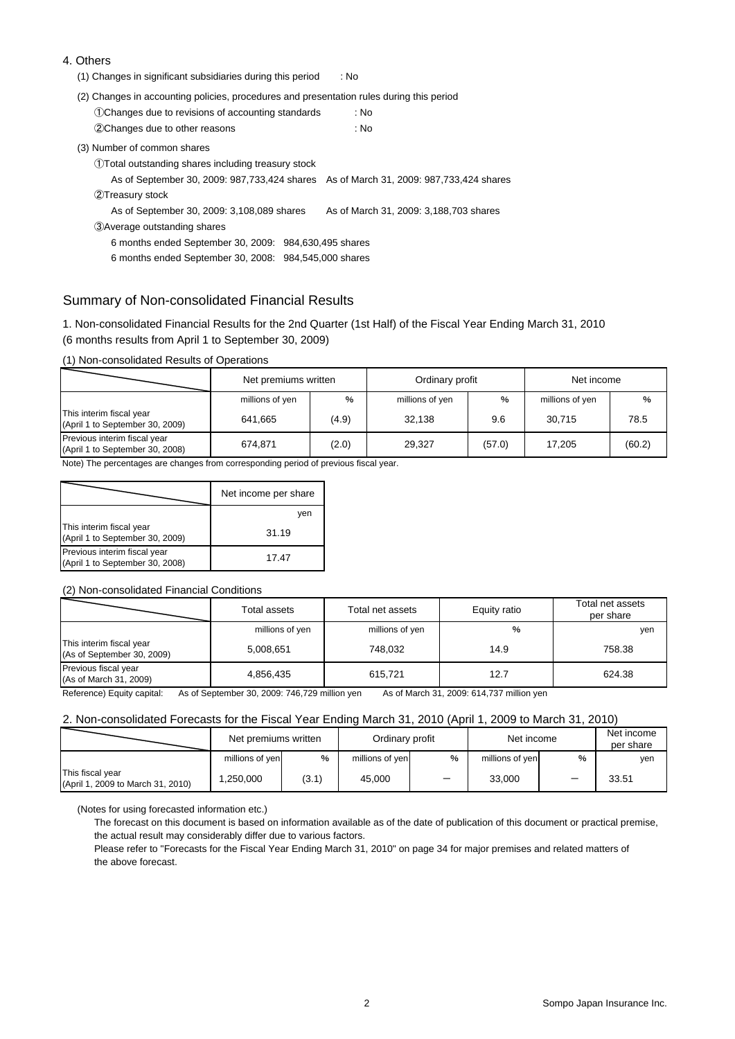4. Others

(1) Changes in significant subsidiaries during this period : No

(2) Changes in accounting policies, procedures and presentation rules during this period

①Changes due to revisions of accounting standards : No

②Changes due to other reasons : No

(3) Number of common shares

①Total outstanding shares including treasury stock

As of September 30, 2009: 987,733,424 shares As of March 31, 2009: 987,733,424 shares

②Treasury stock

As of September 30, 2009: 3,108,089 shares As of March 31, 2009: 3,188,703 shares

③Average outstanding shares

6 months ended September 30, 2009: 984,630,495 shares

6 months ended September 30, 2008: 984,545,000 shares

## Summary of Non-consolidated Financial Results

1. Non-consolidated Financial Results for the 2nd Quarter (1st Half) of the Fiscal Year Ending March 31, 2010
(6 months results from April 1 to September 30, 2009)

(1) Non-consolidated Results of Operations

| | Net premiums written | | Ordinary profit | | Net income | |
|---|---|---|---|---|---|---|
| | millions of yen | % | millions of yen | % | millions of yen | % |
| This interim fiscal year (April 1 to September 30, 2009) | 641,665 | (4.9) | 32,138 | 9.6 | 30,715 | 78.5 |
| Previous interim fiscal year (April 1 to September 30, 2008) | 674,871 | (2.0) | 29,327 | (57.0) | 17,205 | (60.2) |

Note) The percentages are changes from corresponding period of previous fiscal year.

| | Net income per share |
|---|---|
| | yen |
| This interim fiscal year (April 1 to September 30, 2009) | 31.19 |
| Previous interim fiscal year (April 1 to September 30, 2008) | 17.47 |

(2) Non-consolidated Financial Conditions

| | Total assets | Total net assets | Equity ratio | Total net assets per share |
|---|---|---|---|---|
| | millions of yen | millions of yen | % | yen |
| This interim fiscal year (As of September 30, 2009) | 5,008,651 | 748,032 | 14.9 | 758.38 |
| Previous fiscal year (As of March 31, 2009) | 4,856,435 | 615,721 | 12.7 | 624.38 |

Reference) Equity capital: As of September 30, 2009: 746,729 million yen As of March 31, 2009: 614,737 million yen

2. Non-consolidated Forecasts for the Fiscal Year Ending March 31, 2010 (April 1, 2009 to March 31, 2010)

| | Net premiums written | | Ordinary profit | | Net income | | Net income per share |
|---|---|---|---|---|---|---|---|
| | millions of yen | % | millions of yen | % | millions of yen | % | yen |
| This fiscal year (April 1, 2009 to March 31, 2010) | 1,250,000 | (3.1) | 45,000 | － | 33,000 | － | 33.51 |

(Notes for using forecasted information etc.)

The forecast on this document is based on information available as of the date of publication of this document or practical premise, the actual result may considerably differ due to various factors.

Please refer to "Forecasts for the Fiscal Year Ending March 31, 2010" on page 34 for major premises and related matters of the above forecast.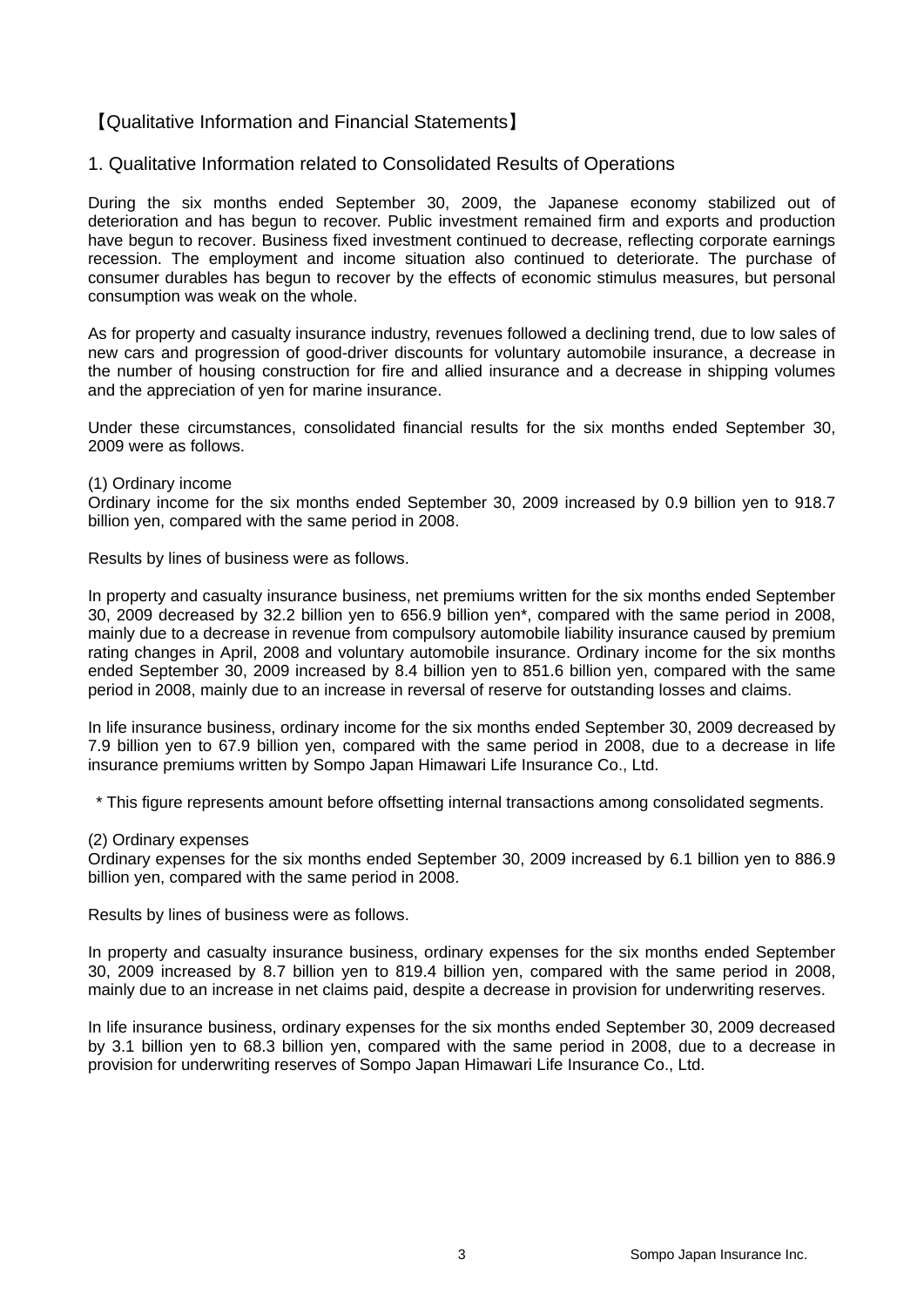# 【Qualitative Information and Financial Statements】

## 1. Qualitative Information related to Consolidated Results of Operations

During the six months ended September 30, 2009, the Japanese economy stabilized out of deterioration and has begun to recover. Public investment remained firm and exports and production have begun to recover. Business fixed investment continued to decrease, reflecting corporate earnings recession. The employment and income situation also continued to deteriorate. The purchase of consumer durables has begun to recover by the effects of economic stimulus measures, but personal consumption was weak on the whole.

As for property and casualty insurance industry, revenues followed a declining trend, due to low sales of new cars and progression of good-driver discounts for voluntary automobile insurance, a decrease in the number of housing construction for fire and allied insurance and a decrease in shipping volumes and the appreciation of yen for marine insurance.

Under these circumstances, consolidated financial results for the six months ended September 30, 2009 were as follows.

(1) Ordinary income
Ordinary income for the six months ended September 30, 2009 increased by 0.9 billion yen to 918.7 billion yen, compared with the same period in 2008.

Results by lines of business were as follows.

In property and casualty insurance business, net premiums written for the six months ended September 30, 2009 decreased by 32.2 billion yen to 656.9 billion yen*, compared with the same period in 2008, mainly due to a decrease in revenue from compulsory automobile liability insurance caused by premium rating changes in April, 2008 and voluntary automobile insurance. Ordinary income for the six months ended September 30, 2009 increased by 8.4 billion yen to 851.6 billion yen, compared with the same period in 2008, mainly due to an increase in reversal of reserve for outstanding losses and claims.

In life insurance business, ordinary income for the six months ended September 30, 2009 decreased by 7.9 billion yen to 67.9 billion yen, compared with the same period in 2008, due to a decrease in life insurance premiums written by Sompo Japan Himawari Life Insurance Co., Ltd.

\* This figure represents amount before offsetting internal transactions among consolidated segments.

(2) Ordinary expenses
Ordinary expenses for the six months ended September 30, 2009 increased by 6.1 billion yen to 886.9 billion yen, compared with the same period in 2008.

Results by lines of business were as follows.

In property and casualty insurance business, ordinary expenses for the six months ended September 30, 2009 increased by 8.7 billion yen to 819.4 billion yen, compared with the same period in 2008, mainly due to an increase in net claims paid, despite a decrease in provision for underwriting reserves.

In life insurance business, ordinary expenses for the six months ended September 30, 2009 decreased by 3.1 billion yen to 68.3 billion yen, compared with the same period in 2008, due to a decrease in provision for underwriting reserves of Sompo Japan Himawari Life Insurance Co., Ltd.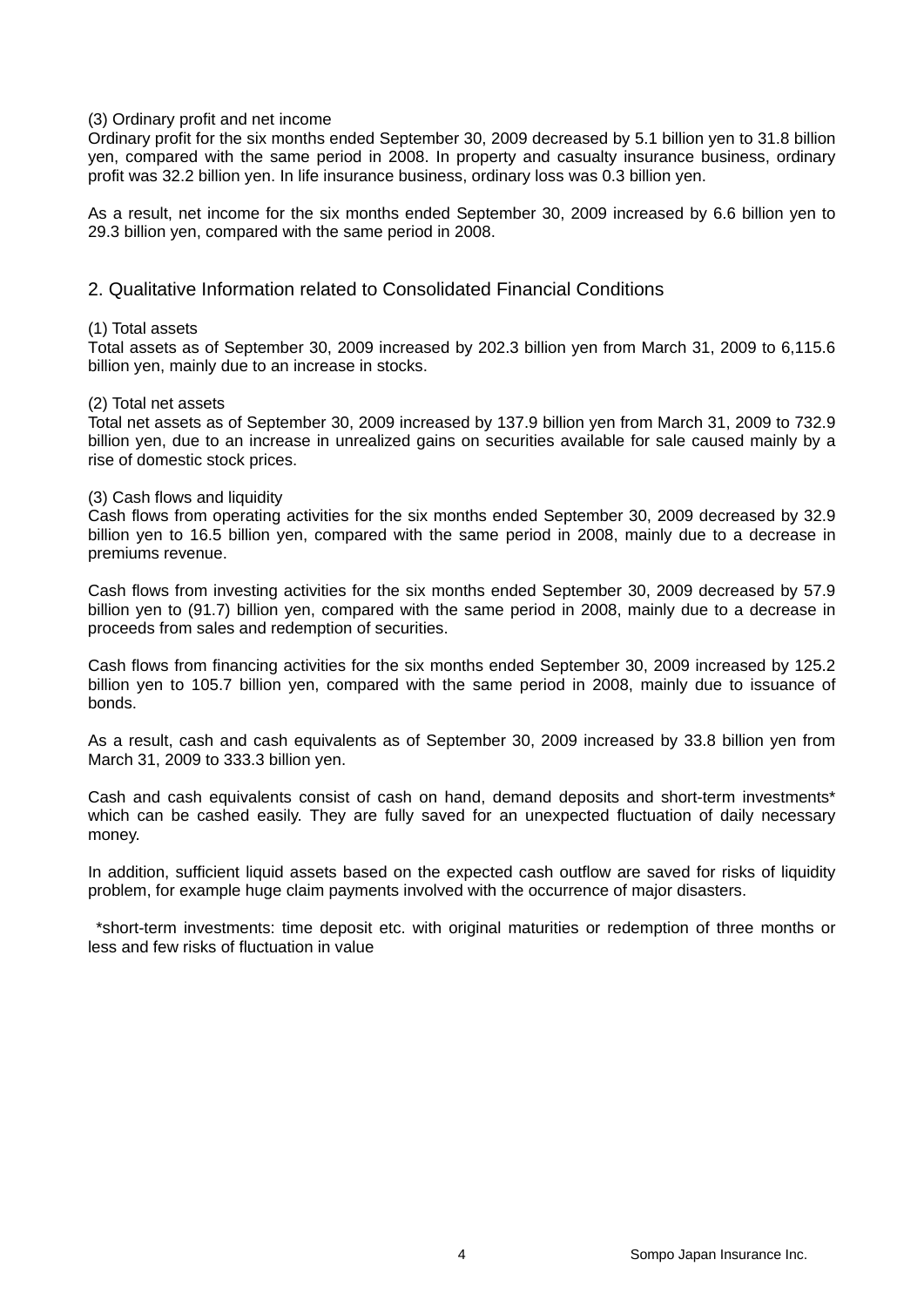(3) Ordinary profit and net income

Ordinary profit for the six months ended September 30, 2009 decreased by 5.1 billion yen to 31.8 billion yen, compared with the same period in 2008. In property and casualty insurance business, ordinary profit was 32.2 billion yen. In life insurance business, ordinary loss was 0.3 billion yen.

As a result, net income for the six months ended September 30, 2009 increased by 6.6 billion yen to 29.3 billion yen, compared with the same period in 2008.

## 2. Qualitative Information related to Consolidated Financial Conditions

(1) Total assets

Total assets as of September 30, 2009 increased by 202.3 billion yen from March 31, 2009 to 6,115.6 billion yen, mainly due to an increase in stocks.

(2) Total net assets

Total net assets as of September 30, 2009 increased by 137.9 billion yen from March 31, 2009 to 732.9 billion yen, due to an increase in unrealized gains on securities available for sale caused mainly by a rise of domestic stock prices.

(3) Cash flows and liquidity

Cash flows from operating activities for the six months ended September 30, 2009 decreased by 32.9 billion yen to 16.5 billion yen, compared with the same period in 2008, mainly due to a decrease in premiums revenue.

Cash flows from investing activities for the six months ended September 30, 2009 decreased by 57.9 billion yen to (91.7) billion yen, compared with the same period in 2008, mainly due to a decrease in proceeds from sales and redemption of securities.

Cash flows from financing activities for the six months ended September 30, 2009 increased by 125.2 billion yen to 105.7 billion yen, compared with the same period in 2008, mainly due to issuance of bonds.

As a result, cash and cash equivalents as of September 30, 2009 increased by 33.8 billion yen from March 31, 2009 to 333.3 billion yen.

Cash and cash equivalents consist of cash on hand, demand deposits and short-term investments* which can be cashed easily. They are fully saved for an unexpected fluctuation of daily necessary money.

In addition, sufficient liquid assets based on the expected cash outflow are saved for risks of liquidity problem, for example huge claim payments involved with the occurrence of major disasters.

*short-term investments: time deposit etc. with original maturities or redemption of three months or less and few risks of fluctuation in value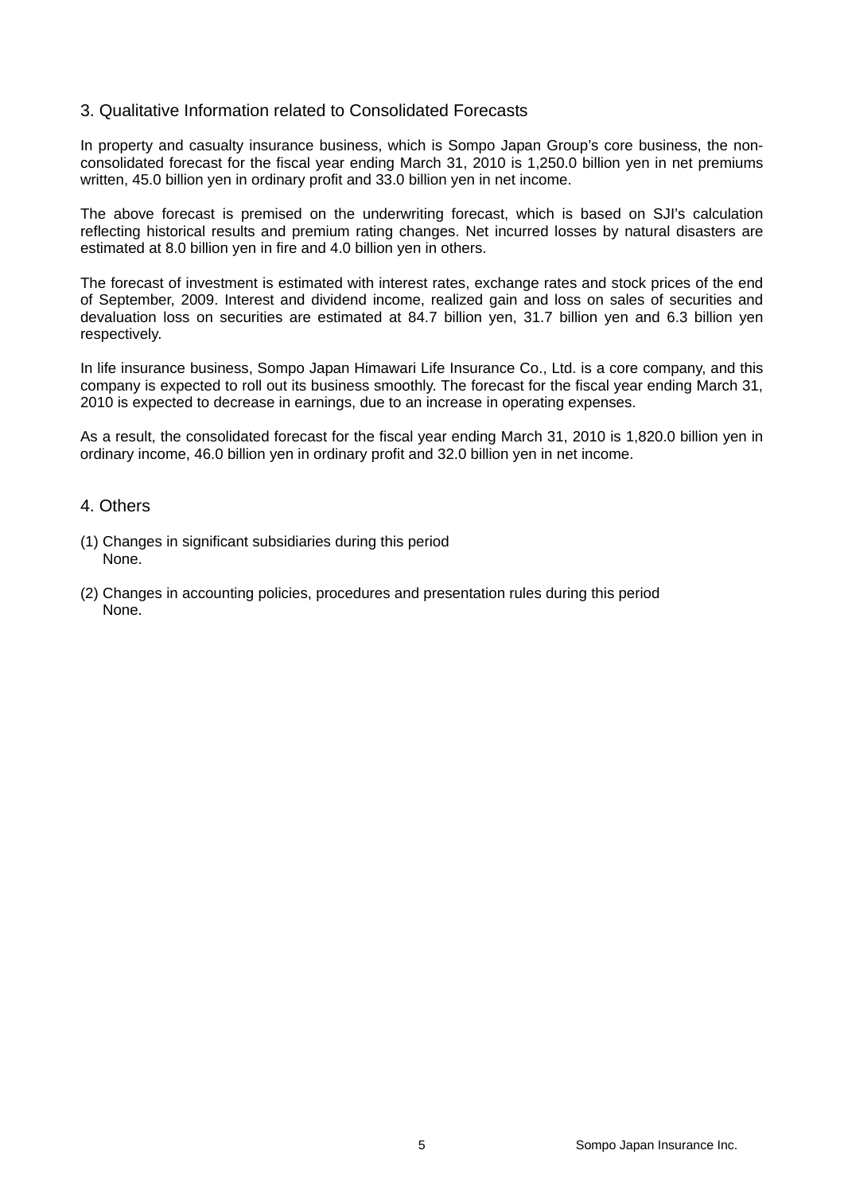## 3. Qualitative Information related to Consolidated Forecasts

In property and casualty insurance business, which is Sompo Japan Group's core business, the non-consolidated forecast for the fiscal year ending March 31, 2010 is 1,250.0 billion yen in net premiums written, 45.0 billion yen in ordinary profit and 33.0 billion yen in net income.

The above forecast is premised on the underwriting forecast, which is based on SJI's calculation reflecting historical results and premium rating changes. Net incurred losses by natural disasters are estimated at 8.0 billion yen in fire and 4.0 billion yen in others.

The forecast of investment is estimated with interest rates, exchange rates and stock prices of the end of September, 2009. Interest and dividend income, realized gain and loss on sales of securities and devaluation loss on securities are estimated at 84.7 billion yen, 31.7 billion yen and 6.3 billion yen respectively.

In life insurance business, Sompo Japan Himawari Life Insurance Co., Ltd. is a core company, and this company is expected to roll out its business smoothly. The forecast for the fiscal year ending March 31, 2010 is expected to decrease in earnings, due to an increase in operating expenses.

As a result, the consolidated forecast for the fiscal year ending March 31, 2010 is 1,820.0 billion yen in ordinary income, 46.0 billion yen in ordinary profit and 32.0 billion yen in net income.

## 4. Others

(1) Changes in significant subsidiaries during this period
None.

(2) Changes in accounting policies, procedures and presentation rules during this period
None.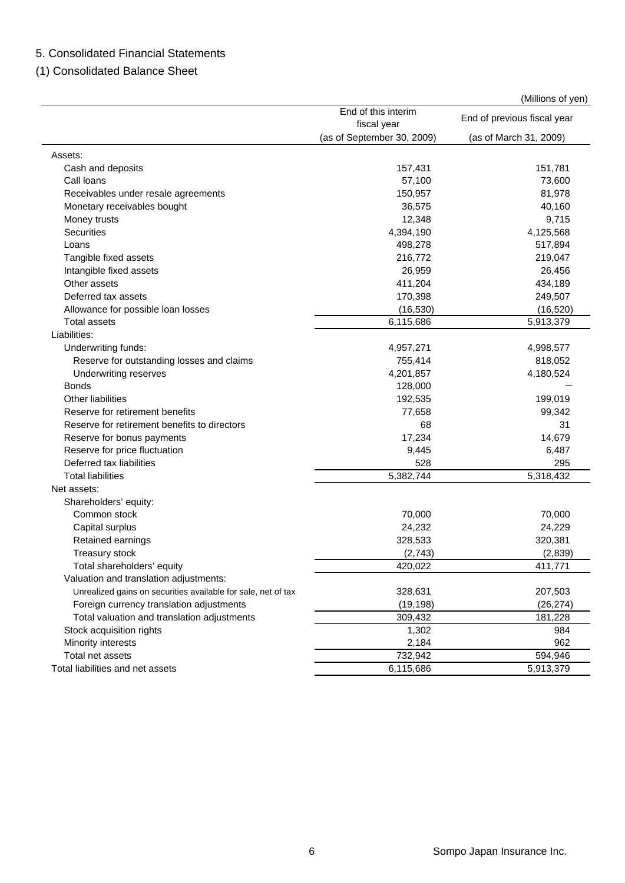## 5. Consolidated Financial Statements

### (1) Consolidated Balance Sheet

(Millions of yen)

| | End of this interim fiscal year (as of September 30, 2009) | End of previous fiscal year (as of March 31, 2009) |
|---|---|---|
| Assets: | | |
| Cash and deposits | 157,431 | 151,781 |
| Call loans | 57,100 | 73,600 |
| Receivables under resale agreements | 150,957 | 81,978 |
| Monetary receivables bought | 36,575 | 40,160 |
| Money trusts | 12,348 | 9,715 |
| Securities | 4,394,190 | 4,125,568 |
| Loans | 498,278 | 517,894 |
| Tangible fixed assets | 216,772 | 219,047 |
| Intangible fixed assets | 26,959 | 26,456 |
| Other assets | 411,204 | 434,189 |
| Deferred tax assets | 170,398 | 249,507 |
| Allowance for possible loan losses | (16,530) | (16,520) |
| Total assets | 6,115,686 | 5,913,379 |
| Liabilities: | | |
| Underwriting funds: | 4,957,271 | 4,998,577 |
| Reserve for outstanding losses and claims | 755,414 | 818,052 |
| Underwriting reserves | 4,201,857 | 4,180,524 |
| Bonds | 128,000 | — |
| Other liabilities | 192,535 | 199,019 |
| Reserve for retirement benefits | 77,658 | 99,342 |
| Reserve for retirement benefits to directors | 68 | 31 |
| Reserve for bonus payments | 17,234 | 14,679 |
| Reserve for price fluctuation | 9,445 | 6,487 |
| Deferred tax liabilities | 528 | 295 |
| Total liabilities | 5,382,744 | 5,318,432 |
| Net assets: | | |
| Shareholders' equity: | | |
| Common stock | 70,000 | 70,000 |
| Capital surplus | 24,232 | 24,229 |
| Retained earnings | 328,533 | 320,381 |
| Treasury stock | (2,743) | (2,839) |
| Total shareholders' equity | 420,022 | 411,771 |
| Valuation and translation adjustments: | | |
| Unrealized gains on securities available for sale, net of tax | 328,631 | 207,503 |
| Foreign currency translation adjustments | (19,198) | (26,274) |
| Total valuation and translation adjustments | 309,432 | 181,228 |
| Stock acquisition rights | 1,302 | 984 |
| Minority interests | 2,184 | 962 |
| Total net assets | 732,942 | 594,946 |
| Total liabilities and net assets | 6,115,686 | 5,913,379 |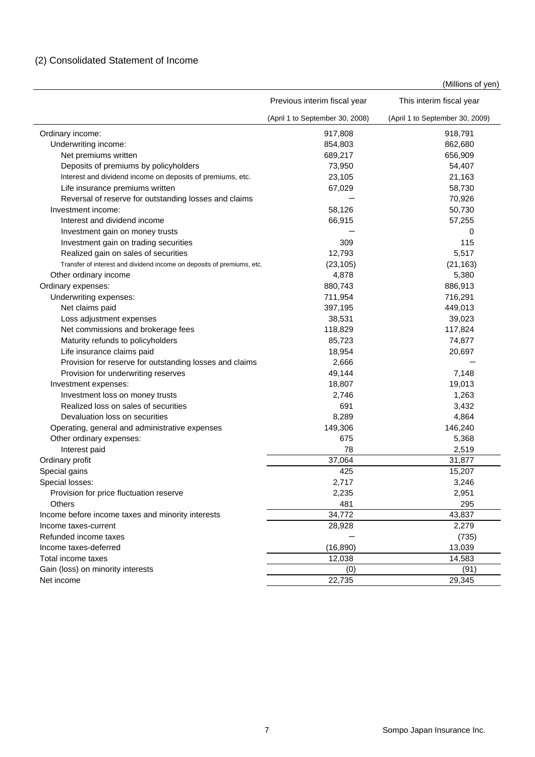## (2) Consolidated Statement of Income

(Millions of yen)

| | Previous interim fiscal year (April 1 to September 30, 2008) | This interim fiscal year (April 1 to September 30, 2009) |
|---|---|---|
| Ordinary income: | 917,808 | 918,791 |
| Underwriting income: | 854,803 | 862,680 |
| Net premiums written | 689,217 | 656,909 |
| Deposits of premiums by policyholders | 73,950 | 54,407 |
| Interest and dividend income on deposits of premiums, etc. | 23,105 | 21,163 |
| Life insurance premiums written | 67,029 | 58,730 |
| Reversal of reserve for outstanding losses and claims | — | 70,926 |
| Investment income: | 58,126 | 50,730 |
| Interest and dividend income | 66,915 | 57,255 |
| Investment gain on money trusts | — | 0 |
| Investment gain on trading securities | 309 | 115 |
| Realized gain on sales of securities | 12,793 | 5,517 |
| Transfer of interest and dividend income on deposits of premiums, etc. | (23,105) | (21,163) |
| Other ordinary income | 4,878 | 5,380 |
| Ordinary expenses: | 880,743 | 886,913 |
| Underwriting expenses: | 711,954 | 716,291 |
| Net claims paid | 397,195 | 449,013 |
| Loss adjustment expenses | 38,531 | 39,023 |
| Net commissions and brokerage fees | 118,829 | 117,824 |
| Maturity refunds to policyholders | 85,723 | 74,877 |
| Life insurance claims paid | 18,954 | 20,697 |
| Provision for reserve for outstanding losses and claims | 2,666 | — |
| Provision for underwriting reserves | 49,144 | 7,148 |
| Investment expenses: | 18,807 | 19,013 |
| Investment loss on money trusts | 2,746 | 1,263 |
| Realized loss on sales of securities | 691 | 3,432 |
| Devaluation loss on securities | 8,289 | 4,864 |
| Operating, general and administrative expenses | 149,306 | 146,240 |
| Other ordinary expenses: | 675 | 5,368 |
| Interest paid | 78 | 2,519 |
| Ordinary profit | 37,064 | 31,877 |
| Special gains | 425 | 15,207 |
| Special losses: | 2,717 | 3,246 |
| Provision for price fluctuation reserve | 2,235 | 2,951 |
| Others | 481 | 295 |
| Income before income taxes and minority interests | 34,772 | 43,837 |
| Income taxes-current | 28,928 | 2,279 |
| Refunded income taxes | — | (735) |
| Income taxes-deferred | (16,890) | 13,039 |
| Total income taxes | 12,038 | 14,583 |
| Gain (loss) on minority interests | (0) | (91) |
| Net income | 22,735 | 29,345 |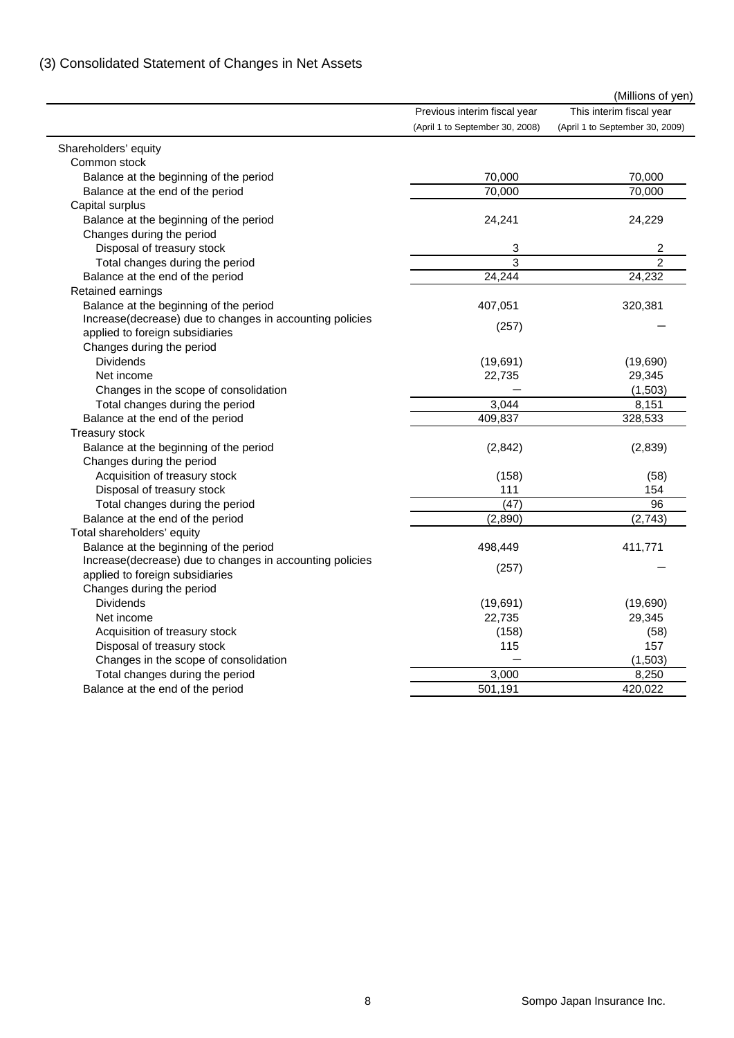## (3) Consolidated Statement of Changes in Net Assets

(Millions of yen)

| | Previous interim fiscal year (April 1 to September 30, 2008) | This interim fiscal year (April 1 to September 30, 2009) |
|---|---|---|
| Shareholders' equity | | |
| Common stock | | |
| Balance at the beginning of the period | 70,000 | 70,000 |
| Balance at the end of the period | 70,000 | 70,000 |
| Capital surplus | | |
| Balance at the beginning of the period | 24,241 | 24,229 |
| Changes during the period | | |
| Disposal of treasury stock | 3 | 2 |
| Total changes during the period | 3 | 2 |
| Balance at the end of the period | 24,244 | 24,232 |
| Retained earnings | | |
| Balance at the beginning of the period | 407,051 | 320,381 |
| Increase(decrease) due to changes in accounting policies applied to foreign subsidiaries | (257) | ― |
| Changes during the period | | |
| Dividends | (19,691) | (19,690) |
| Net income | 22,735 | 29,345 |
| Changes in the scope of consolidation | ― | (1,503) |
| Total changes during the period | 3,044 | 8,151 |
| Balance at the end of the period | 409,837 | 328,533 |
| Treasury stock | | |
| Balance at the beginning of the period | (2,842) | (2,839) |
| Changes during the period | | |
| Acquisition of treasury stock | (158) | (58) |
| Disposal of treasury stock | 111 | 154 |
| Total changes during the period | (47) | 96 |
| Balance at the end of the period | (2,890) | (2,743) |
| Total shareholders' equity | | |
| Balance at the beginning of the period | 498,449 | 411,771 |
| Increase(decrease) due to changes in accounting policies applied to foreign subsidiaries | (257) | ― |
| Changes during the period | | |
| Dividends | (19,691) | (19,690) |
| Net income | 22,735 | 29,345 |
| Acquisition of treasury stock | (158) | (58) |
| Disposal of treasury stock | 115 | 157 |
| Changes in the scope of consolidation | ― | (1,503) |
| Total changes during the period | 3,000 | 8,250 |
| Balance at the end of the period | 501,191 | 420,022 |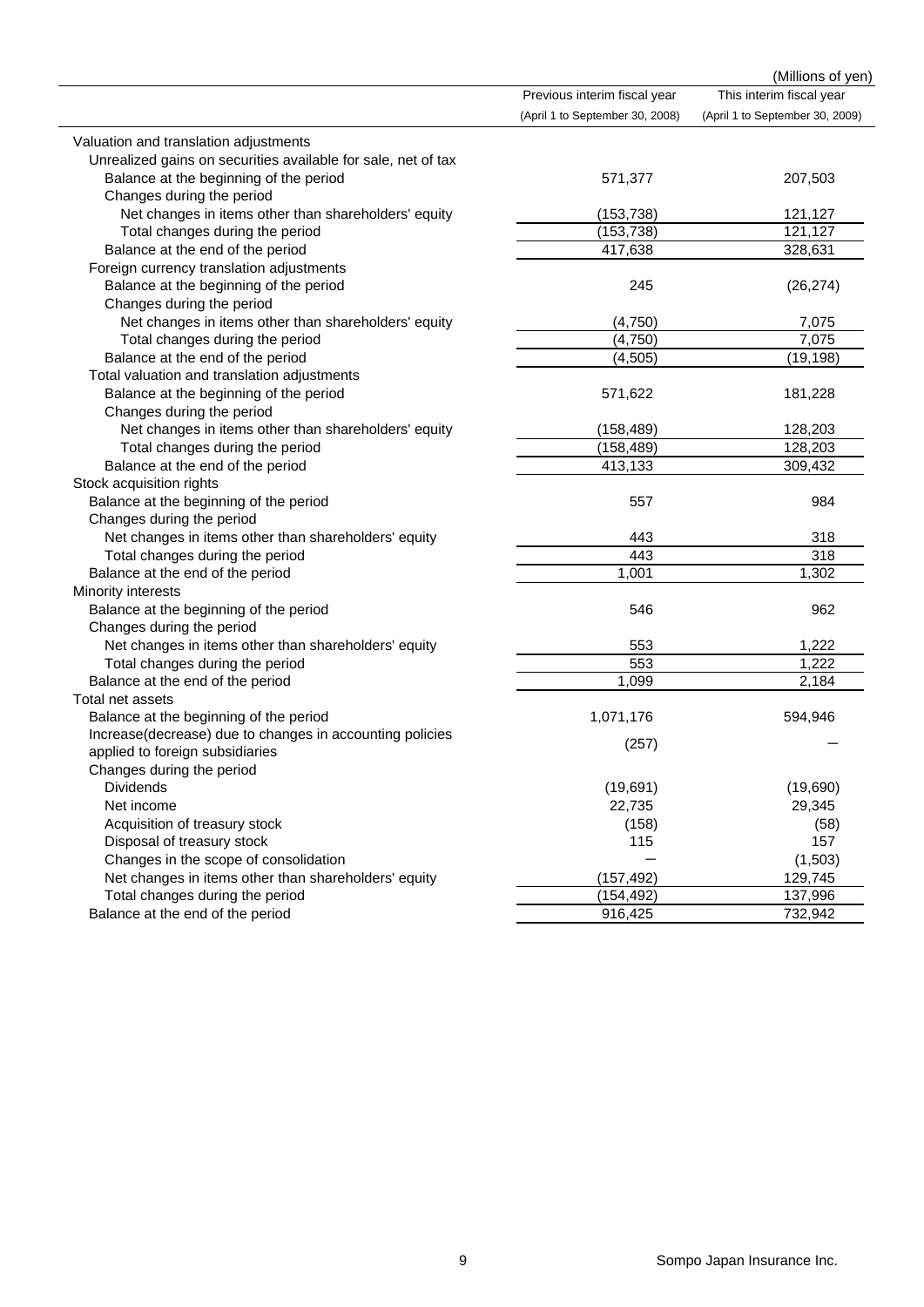(Millions of yen)

| | Previous interim fiscal year (April 1 to September 30, 2008) | This interim fiscal year (April 1 to September 30, 2009) |
|---|---|---|
| Valuation and translation adjustments | | |
| Unrealized gains on securities available for sale, net of tax | | |
| Balance at the beginning of the period | 571,377 | 207,503 |
| Changes during the period | | |
| Net changes in items other than shareholders' equity | (153,738) | 121,127 |
| Total changes during the period | (153,738) | 121,127 |
| Balance at the end of the period | 417,638 | 328,631 |
| Foreign currency translation adjustments | | |
| Balance at the beginning of the period | 245 | (26,274) |
| Changes during the period | | |
| Net changes in items other than shareholders' equity | (4,750) | 7,075 |
| Total changes during the period | (4,750) | 7,075 |
| Balance at the end of the period | (4,505) | (19,198) |
| Total valuation and translation adjustments | | |
| Balance at the beginning of the period | 571,622 | 181,228 |
| Changes during the period | | |
| Net changes in items other than shareholders' equity | (158,489) | 128,203 |
| Total changes during the period | (158,489) | 128,203 |
| Balance at the end of the period | 413,133 | 309,432 |
| Stock acquisition rights | | |
| Balance at the beginning of the period | 557 | 984 |
| Changes during the period | | |
| Net changes in items other than shareholders' equity | 443 | 318 |
| Total changes during the period | 443 | 318 |
| Balance at the end of the period | 1,001 | 1,302 |
| Minority interests | | |
| Balance at the beginning of the period | 546 | 962 |
| Changes during the period | | |
| Net changes in items other than shareholders' equity | 553 | 1,222 |
| Total changes during the period | 553 | 1,222 |
| Balance at the end of the period | 1,099 | 2,184 |
| Total net assets | | |
| Balance at the beginning of the period | 1,071,176 | 594,946 |
| Increase(decrease) due to changes in accounting policies applied to foreign subsidiaries | (257) | ― |
| Changes during the period | | |
| Dividends | (19,691) | (19,690) |
| Net income | 22,735 | 29,345 |
| Acquisition of treasury stock | (158) | (58) |
| Disposal of treasury stock | 115 | 157 |
| Changes in the scope of consolidation | ― | (1,503) |
| Net changes in items other than shareholders' equity | (157,492) | 129,745 |
| Total changes during the period | (154,492) | 137,996 |
| Balance at the end of the period | 916,425 | 732,942 |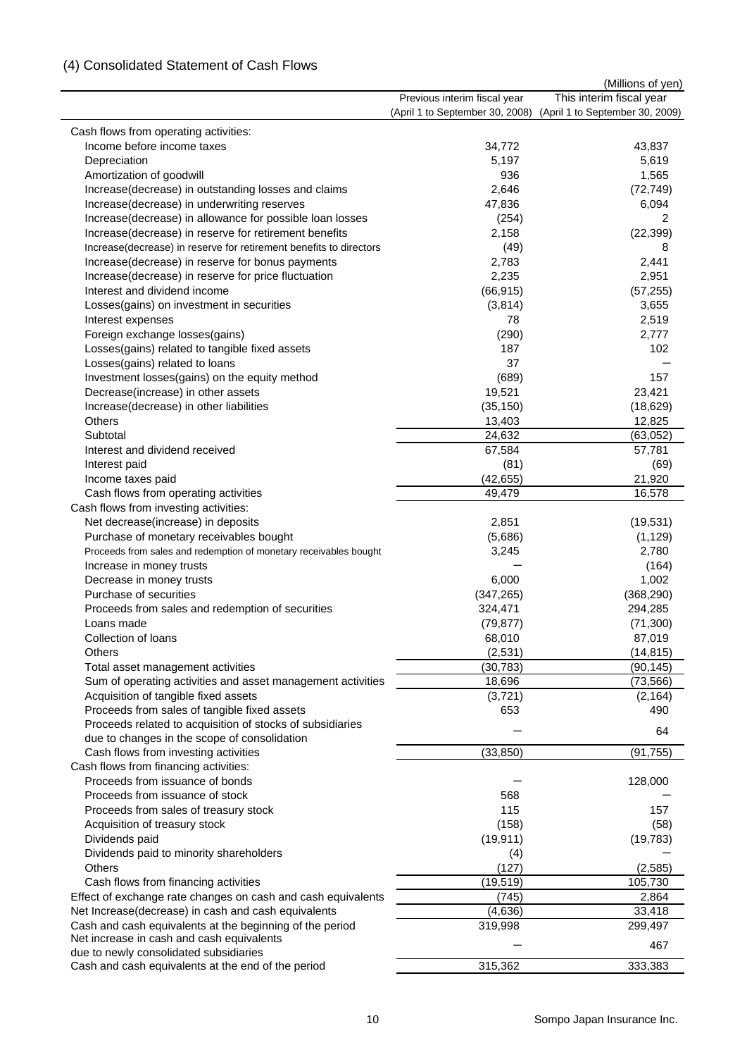## (4) Consolidated Statement of Cash Flows

(Millions of yen)

| | Previous interim fiscal year (April 1 to September 30, 2008) | This interim fiscal year (April 1 to September 30, 2009) |
|---|---|---|
| Cash flows from operating activities: | | |
| Income before income taxes | 34,772 | 43,837 |
| Depreciation | 5,197 | 5,619 |
| Amortization of goodwill | 936 | 1,565 |
| Increase(decrease) in outstanding losses and claims | 2,646 | (72,749) |
| Increase(decrease) in underwriting reserves | 47,836 | 6,094 |
| Increase(decrease) in allowance for possible loan losses | (254) | 2 |
| Increase(decrease) in reserve for retirement benefits | 2,158 | (22,399) |
| Increase(decrease) in reserve for retirement benefits to directors | (49) | 8 |
| Increase(decrease) in reserve for bonus payments | 2,783 | 2,441 |
| Increase(decrease) in reserve for price fluctuation | 2,235 | 2,951 |
| Interest and dividend income | (66,915) | (57,255) |
| Losses(gains) on investment in securities | (3,814) | 3,655 |
| Interest expenses | 78 | 2,519 |
| Foreign exchange losses(gains) | (290) | 2,777 |
| Losses(gains) related to tangible fixed assets | 187 | 102 |
| Losses(gains) related to loans | 37 | — |
| Investment losses(gains) on the equity method | (689) | 157 |
| Decrease(increase) in other assets | 19,521 | 23,421 |
| Increase(decrease) in other liabilities | (35,150) | (18,629) |
| Others | 13,403 | 12,825 |
| Subtotal | 24,632 | (63,052) |
| Interest and dividend received | 67,584 | 57,781 |
| Interest paid | (81) | (69) |
| Income taxes paid | (42,655) | 21,920 |
| Cash flows from operating activities | 49,479 | 16,578 |
| Cash flows from investing activities: | | |
| Net decrease(increase) in deposits | 2,851 | (19,531) |
| Purchase of monetary receivables bought | (5,686) | (1,129) |
| Proceeds from sales and redemption of monetary receivables bought | 3,245 | 2,780 |
| Increase in money trusts | — | (164) |
| Decrease in money trusts | 6,000 | 1,002 |
| Purchase of securities | (347,265) | (368,290) |
| Proceeds from sales and redemption of securities | 324,471 | 294,285 |
| Loans made | (79,877) | (71,300) |
| Collection of loans | 68,010 | 87,019 |
| Others | (2,531) | (14,815) |
| Total asset management activities | (30,783) | (90,145) |
| Sum of operating activities and asset management activities | 18,696 | (73,566) |
| Acquisition of tangible fixed assets | (3,721) | (2,164) |
| Proceeds from sales of tangible fixed assets | 653 | 490 |
| Proceeds related to acquisition of stocks of subsidiaries due to changes in the scope of consolidation | — | 64 |
| Cash flows from investing activities | (33,850) | (91,755) |
| Cash flows from financing activities: | | |
| Proceeds from issuance of bonds | — | 128,000 |
| Proceeds from issuance of stock | 568 | — |
| Proceeds from sales of treasury stock | 115 | 157 |
| Acquisition of treasury stock | (158) | (58) |
| Dividends paid | (19,911) | (19,783) |
| Dividends paid to minority shareholders | (4) | — |
| Others | (127) | (2,585) |
| Cash flows from financing activities | (19,519) | 105,730 |
| Effect of exchange rate changes on cash and cash equivalents | (745) | 2,864 |
| Net Increase(decrease) in cash and cash equivalents | (4,636) | 33,418 |
| Cash and cash equivalents at the beginning of the period | 319,998 | 299,497 |
| Net increase in cash and cash equivalents due to newly consolidated subsidiaries | — | 467 |
| Cash and cash equivalents at the end of the period | 315,362 | 333,383 |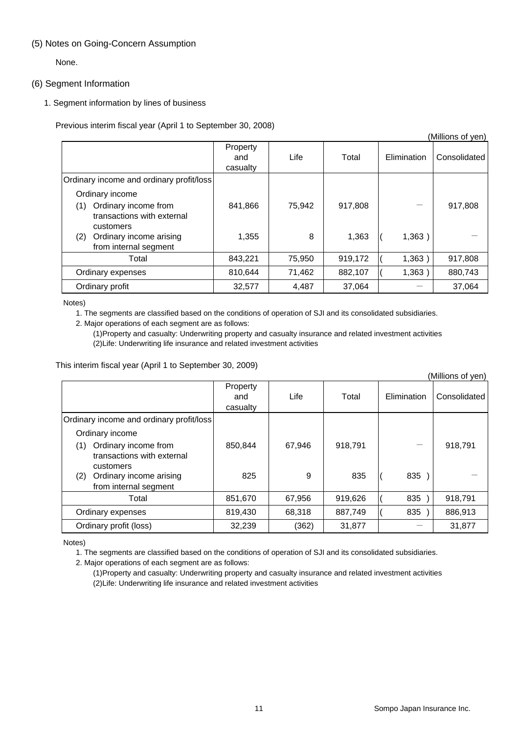## (5) Notes on Going-Concern Assumption

None.

## (6) Segment Information

### 1. Segment information by lines of business

Previous interim fiscal year (April 1 to September 30, 2008)

(Millions of yen)

| | Property and casualty | Life | Total | Elimination | Consolidated |
|---|---|---|---|---|---|
| Ordinary income and ordinary profit/loss | | | | | |
| Ordinary income | | | | | |
| (1) Ordinary income from transactions with external customers | 841,866 | 75,942 | 917,808 | — | 917,808 |
| (2) Ordinary income arising from internal segment | 1,355 | 8 | 1,363 | ( 1,363 ) | — |
| Total | 843,221 | 75,950 | 919,172 | ( 1,363 ) | 917,808 |
| Ordinary expenses | 810,644 | 71,462 | 882,107 | ( 1,363 ) | 880,743 |
| Ordinary profit | 32,577 | 4,487 | 37,064 | — | 37,064 |

Notes)

1. The segments are classified based on the conditions of operation of SJI and its consolidated subsidiaries.
2. Major operations of each segment are as follows:
   (1)Property and casualty: Underwriting property and casualty insurance and related investment activities
   (2)Life: Underwriting life insurance and related investment activities

This interim fiscal year (April 1 to September 30, 2009)

(Millions of yen)

| | Property and casualty | Life | Total | Elimination | Consolidated |
|---|---|---|---|---|---|
| Ordinary income and ordinary profit/loss | | | | | |
| Ordinary income | | | | | |
| (1) Ordinary income from transactions with external customers | 850,844 | 67,946 | 918,791 | — | 918,791 |
| (2) Ordinary income arising from internal segment | 825 | 9 | 835 | ( 835 ) | — |
| Total | 851,670 | 67,956 | 919,626 | ( 835 ) | 918,791 |
| Ordinary expenses | 819,430 | 68,318 | 887,749 | ( 835 ) | 886,913 |
| Ordinary profit (loss) | 32,239 | (362) | 31,877 | — | 31,877 |

Notes)

1. The segments are classified based on the conditions of operation of SJI and its consolidated subsidiaries.
2. Major operations of each segment are as follows:
   (1)Property and casualty: Underwriting property and casualty insurance and related investment activities
   (2)Life: Underwriting life insurance and related investment activities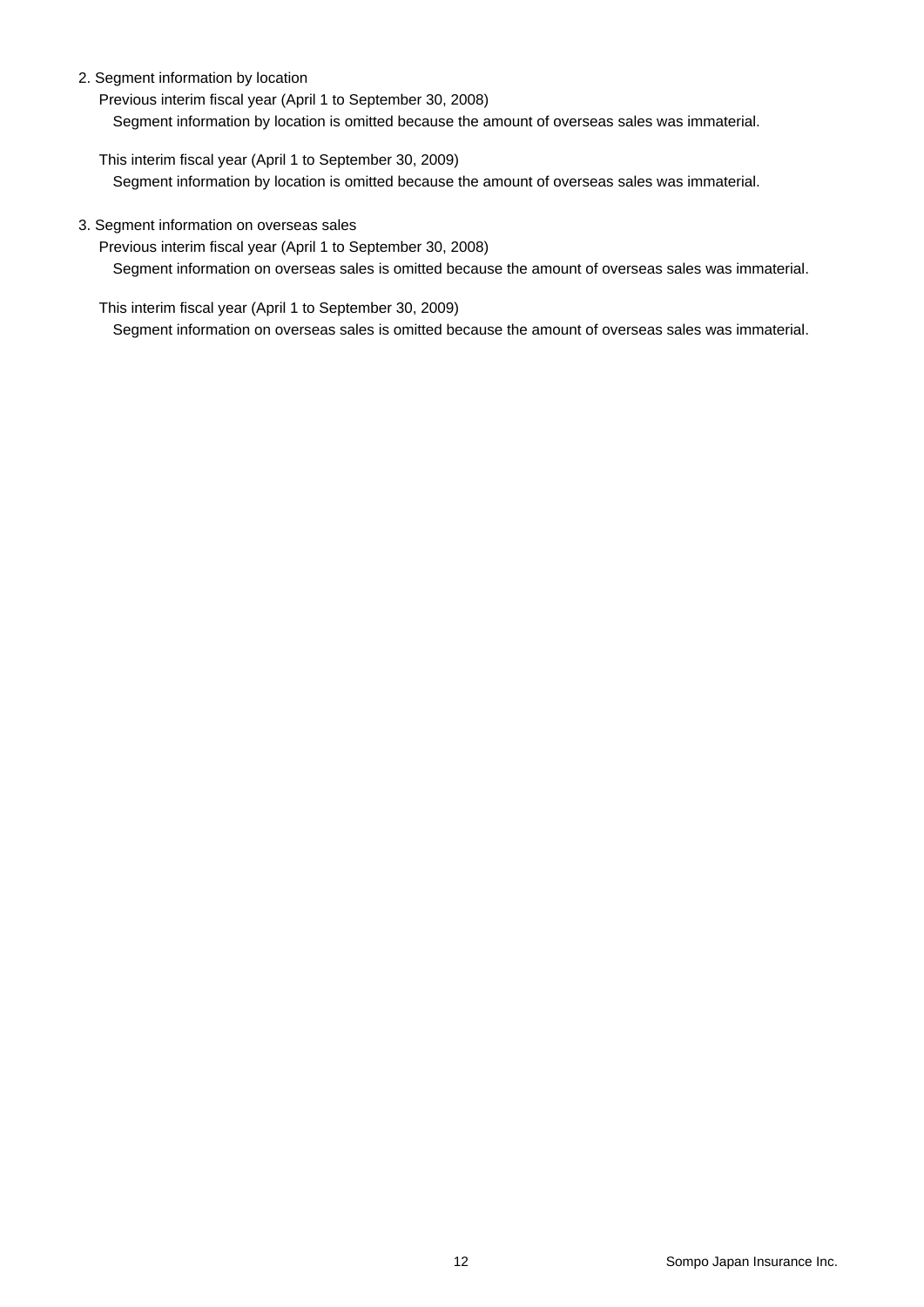2. Segment information by location

Previous interim fiscal year (April 1 to September 30, 2008)

Segment information by location is omitted because the amount of overseas sales was immaterial.

This interim fiscal year (April 1 to September 30, 2009)

Segment information by location is omitted because the amount of overseas sales was immaterial.

3. Segment information on overseas sales

Previous interim fiscal year (April 1 to September 30, 2008)

Segment information on overseas sales is omitted because the amount of overseas sales was immaterial.

This interim fiscal year (April 1 to September 30, 2009)

Segment information on overseas sales is omitted because the amount of overseas sales was immaterial.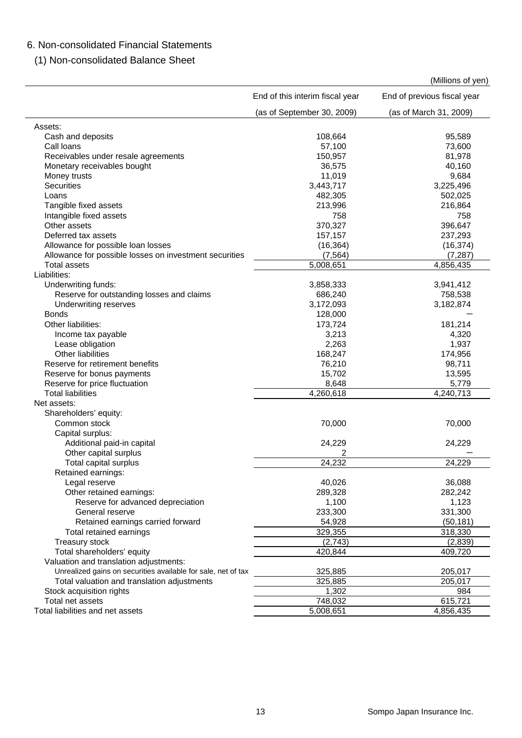# 6. Non-consolidated Financial Statements

## (1) Non-consolidated Balance Sheet

(Millions of yen)

| | End of this interim fiscal year (as of September 30, 2009) | End of previous fiscal year (as of March 31, 2009) |
|---|---|---|
| Assets: | | |
| Cash and deposits | 108,664 | 95,589 |
| Call loans | 57,100 | 73,600 |
| Receivables under resale agreements | 150,957 | 81,978 |
| Monetary receivables bought | 36,575 | 40,160 |
| Money trusts | 11,019 | 9,684 |
| Securities | 3,443,717 | 3,225,496 |
| Loans | 482,305 | 502,025 |
| Tangible fixed assets | 213,996 | 216,864 |
| Intangible fixed assets | 758 | 758 |
| Other assets | 370,327 | 396,647 |
| Deferred tax assets | 157,157 | 237,293 |
| Allowance for possible loan losses | (16,364) | (16,374) |
| Allowance for possible losses on investment securities | (7,564) | (7,287) |
| Total assets | 5,008,651 | 4,856,435 |
| Liabilities: | | |
| Underwriting funds: | 3,858,333 | 3,941,412 |
| Reserve for outstanding losses and claims | 686,240 | 758,538 |
| Underwriting reserves | 3,172,093 | 3,182,874 |
| Bonds | 128,000 | ― |
| Other liabilities: | 173,724 | 181,214 |
| Income tax payable | 3,213 | 4,320 |
| Lease obligation | 2,263 | 1,937 |
| Other liabilities | 168,247 | 174,956 |
| Reserve for retirement benefits | 76,210 | 98,711 |
| Reserve for bonus payments | 15,702 | 13,595 |
| Reserve for price fluctuation | 8,648 | 5,779 |
| Total liabilities | 4,260,618 | 4,240,713 |
| Net assets: | | |
| Shareholders' equity: | | |
| Common stock | 70,000 | 70,000 |
| Capital surplus: | | |
| Additional paid-in capital | 24,229 | 24,229 |
| Other capital surplus | 2 | ― |
| Total capital surplus | 24,232 | 24,229 |
| Retained earnings: | | |
| Legal reserve | 40,026 | 36,088 |
| Other retained earnings: | 289,328 | 282,242 |
| Reserve for advanced depreciation | 1,100 | 1,123 |
| General reserve | 233,300 | 331,300 |
| Retained earnings carried forward | 54,928 | (50,181) |
| Total retained earnings | 329,355 | 318,330 |
| Treasury stock | (2,743) | (2,839) |
| Total shareholders' equity | 420,844 | 409,720 |
| Valuation and translation adjustments: | | |
| Unrealized gains on securities available for sale, net of tax | 325,885 | 205,017 |
| Total valuation and translation adjustments | 325,885 | 205,017 |
| Stock acquisition rights | 1,302 | 984 |
| Total net assets | 748,032 | 615,721 |
| Total liabilities and net assets | 5,008,651 | 4,856,435 |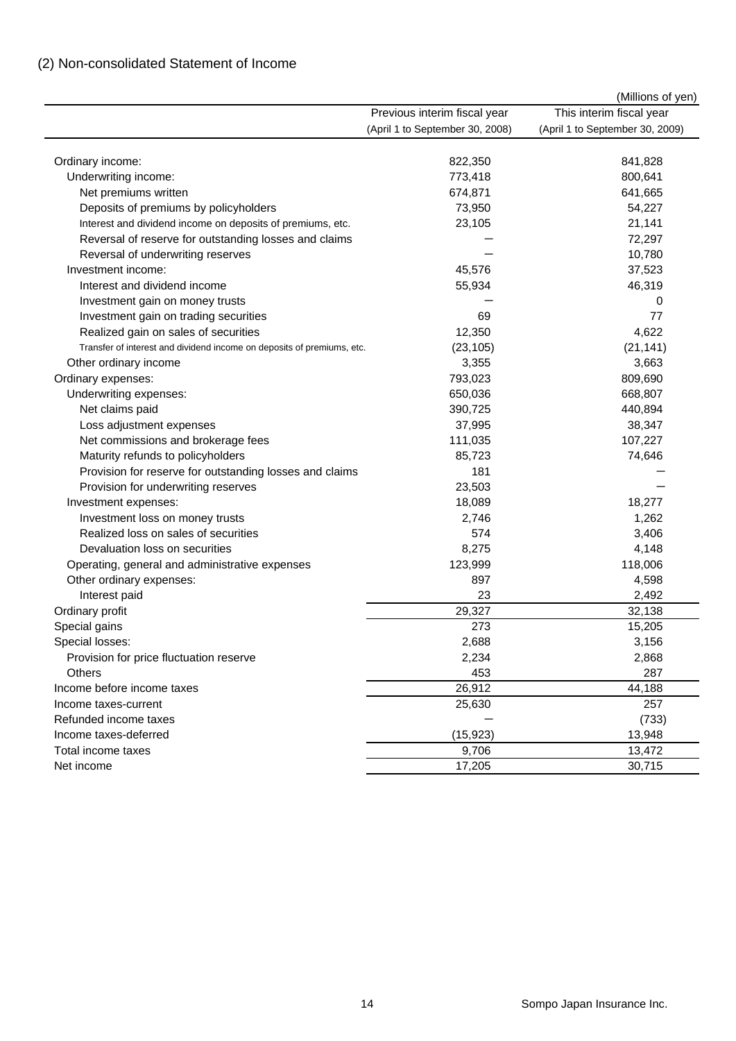## (2) Non-consolidated Statement of Income

(Millions of yen)

| | Previous interim fiscal year (April 1 to September 30, 2008) | This interim fiscal year (April 1 to September 30, 2009) |
|---|---|---|
| Ordinary income: | 822,350 | 841,828 |
| Underwriting income: | 773,418 | 800,641 |
| Net premiums written | 674,871 | 641,665 |
| Deposits of premiums by policyholders | 73,950 | 54,227 |
| Interest and dividend income on deposits of premiums, etc. | 23,105 | 21,141 |
| Reversal of reserve for outstanding losses and claims | － | 72,297 |
| Reversal of underwriting reserves | － | 10,780 |
| Investment income: | 45,576 | 37,523 |
| Interest and dividend income | 55,934 | 46,319 |
| Investment gain on money trusts | － | 0 |
| Investment gain on trading securities | 69 | 77 |
| Realized gain on sales of securities | 12,350 | 4,622 |
| Transfer of interest and dividend income on deposits of premiums, etc. | (23,105) | (21,141) |
| Other ordinary income | 3,355 | 3,663 |
| Ordinary expenses: | 793,023 | 809,690 |
| Underwriting expenses: | 650,036 | 668,807 |
| Net claims paid | 390,725 | 440,894 |
| Loss adjustment expenses | 37,995 | 38,347 |
| Net commissions and brokerage fees | 111,035 | 107,227 |
| Maturity refunds to policyholders | 85,723 | 74,646 |
| Provision for reserve for outstanding losses and claims | 181 | － |
| Provision for underwriting reserves | 23,503 | － |
| Investment expenses: | 18,089 | 18,277 |
| Investment loss on money trusts | 2,746 | 1,262 |
| Realized loss on sales of securities | 574 | 3,406 |
| Devaluation loss on securities | 8,275 | 4,148 |
| Operating, general and administrative expenses | 123,999 | 118,006 |
| Other ordinary expenses: | 897 | 4,598 |
| Interest paid | 23 | 2,492 |
| Ordinary profit | 29,327 | 32,138 |
| Special gains | 273 | 15,205 |
| Special losses: | 2,688 | 3,156 |
| Provision for price fluctuation reserve | 2,234 | 2,868 |
| Others | 453 | 287 |
| Income before income taxes | 26,912 | 44,188 |
| Income taxes-current | 25,630 | 257 |
| Refunded income taxes | － | (733) |
| Income taxes-deferred | (15,923) | 13,948 |
| Total income taxes | 9,706 | 13,472 |
| Net income | 17,205 | 30,715 |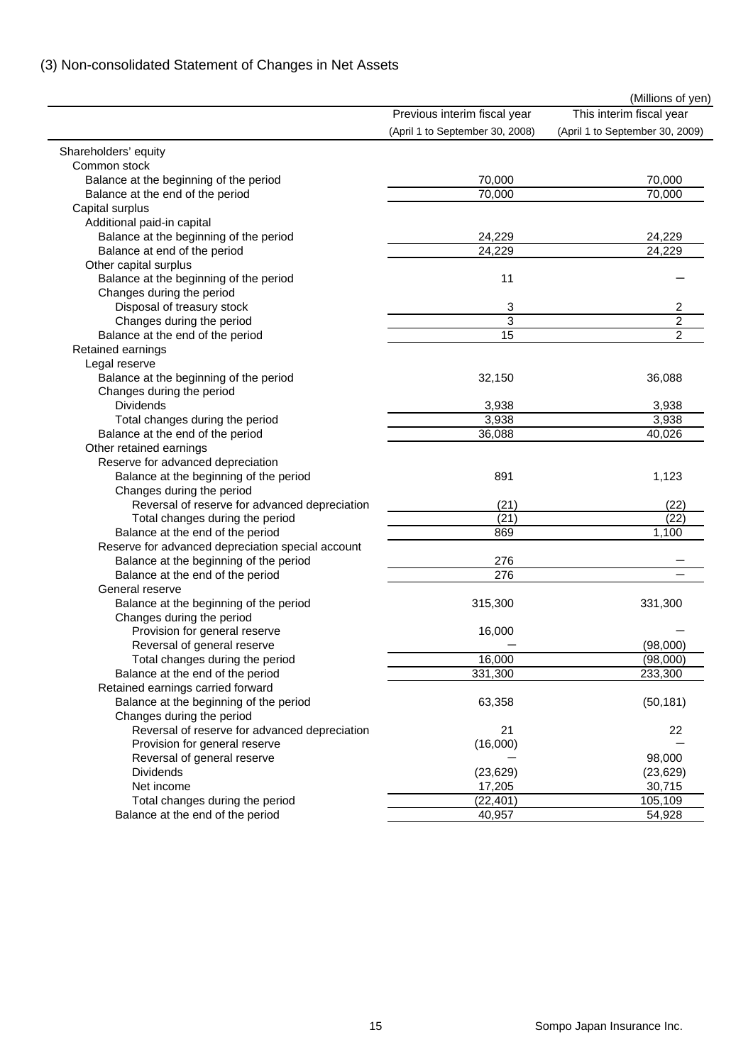## (3) Non-consolidated Statement of Changes in Net Assets

(Millions of yen)

| | Previous interim fiscal year (April 1 to September 30, 2008) | This interim fiscal year (April 1 to September 30, 2009) |
|---|---|---|
| Shareholders' equity | | |
| Common stock | | |
| Balance at the beginning of the period | 70,000 | 70,000 |
| Balance at the end of the period | 70,000 | 70,000 |
| Capital surplus | | |
| Additional paid-in capital | | |
| Balance at the beginning of the period | 24,229 | 24,229 |
| Balance at end of the period | 24,229 | 24,229 |
| Other capital surplus | | |
| Balance at the beginning of the period | 11 | － |
| Changes during the period | | |
| Disposal of treasury stock | 3 | 2 |
| Changes during the period | 3 | 2 |
| Balance at the end of the period | 15 | 2 |
| Retained earnings | | |
| Legal reserve | | |
| Balance at the beginning of the period | 32,150 | 36,088 |
| Changes during the period | | |
| Dividends | 3,938 | 3,938 |
| Total changes during the period | 3,938 | 3,938 |
| Balance at the end of the period | 36,088 | 40,026 |
| Other retained earnings | | |
| Reserve for advanced depreciation | | |
| Balance at the beginning of the period | 891 | 1,123 |
| Changes during the period | | |
| Reversal of reserve for advanced depreciation | (21) | (22) |
| Total changes during the period | (21) | (22) |
| Balance at the end of the period | 869 | 1,100 |
| Reserve for advanced depreciation special account | | |
| Balance at the beginning of the period | 276 | － |
| Balance at the end of the period | 276 | － |
| General reserve | | |
| Balance at the beginning of the period | 315,300 | 331,300 |
| Changes during the period | | |
| Provision for general reserve | 16,000 | － |
| Reversal of general reserve | － | (98,000) |
| Total changes during the period | 16,000 | (98,000) |
| Balance at the end of the period | 331,300 | 233,300 |
| Retained earnings carried forward | | |
| Balance at the beginning of the period | 63,358 | (50,181) |
| Changes during the period | | |
| Reversal of reserve for advanced depreciation | 21 | 22 |
| Provision for general reserve | (16,000) | － |
| Reversal of general reserve | － | 98,000 |
| Dividends | (23,629) | (23,629) |
| Net income | 17,205 | 30,715 |
| Total changes during the period | (22,401) | 105,109 |
| Balance at the end of the period | 40,957 | 54,928 |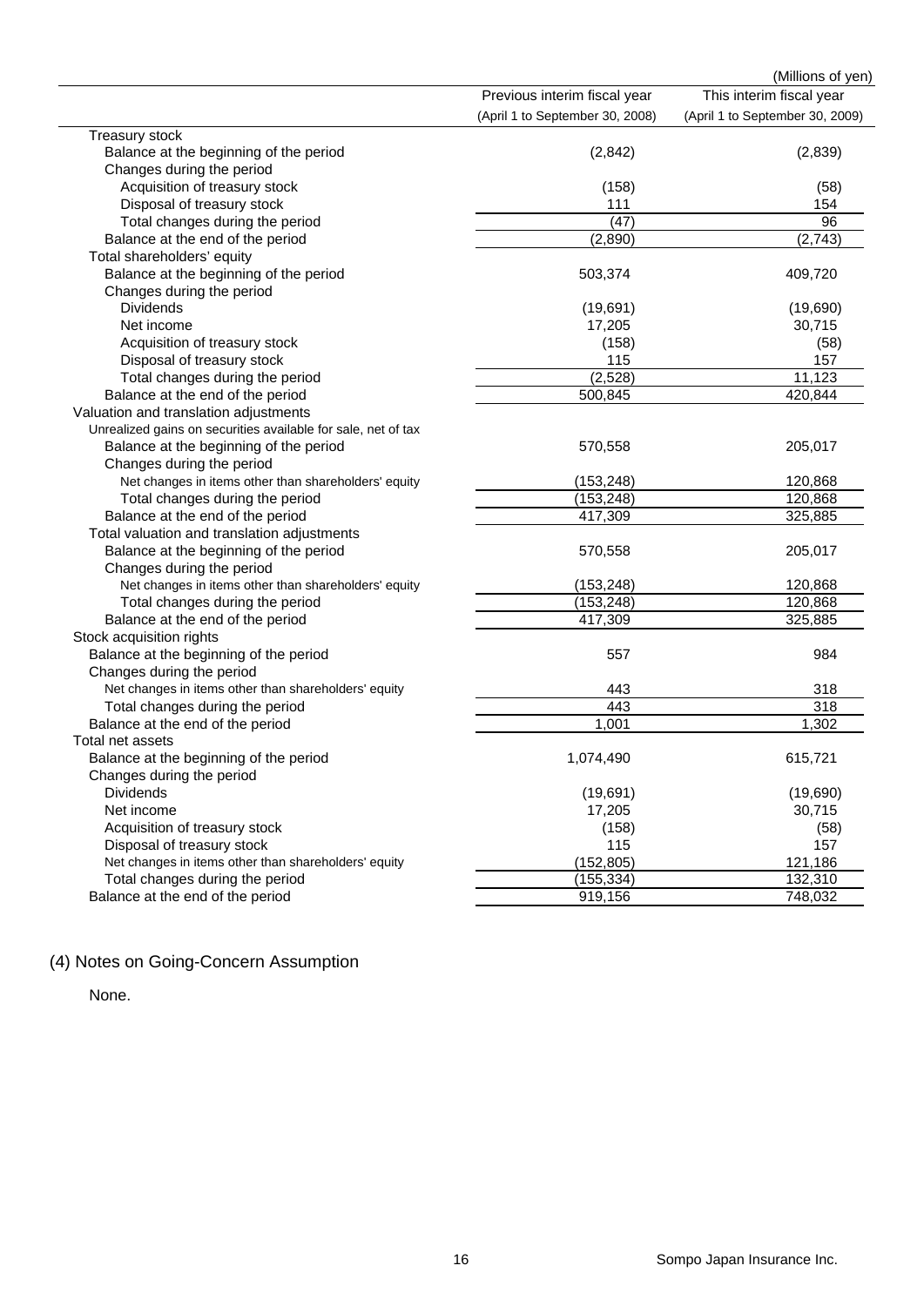(Millions of yen)

| | Previous interim fiscal year (April 1 to September 30, 2008) | This interim fiscal year (April 1 to September 30, 2009) |
|---|---|---|
| Treasury stock | | |
| Balance at the beginning of the period | (2,842) | (2,839) |
| Changes during the period | | |
| Acquisition of treasury stock | (158) | (58) |
| Disposal of treasury stock | 111 | 154 |
| Total changes during the period | (47) | 96 |
| Balance at the end of the period | (2,890) | (2,743) |
| Total shareholders' equity | | |
| Balance at the beginning of the period | 503,374 | 409,720 |
| Changes during the period | | |
| Dividends | (19,691) | (19,690) |
| Net income | 17,205 | 30,715 |
| Acquisition of treasury stock | (158) | (58) |
| Disposal of treasury stock | 115 | 157 |
| Total changes during the period | (2,528) | 11,123 |
| Balance at the end of the period | 500,845 | 420,844 |
| Valuation and translation adjustments | | |
| Unrealized gains on securities available for sale, net of tax | | |
| Balance at the beginning of the period | 570,558 | 205,017 |
| Changes during the period | | |
| Net changes in items other than shareholders' equity | (153,248) | 120,868 |
| Total changes during the period | (153,248) | 120,868 |
| Balance at the end of the period | 417,309 | 325,885 |
| Total valuation and translation adjustments | | |
| Balance at the beginning of the period | 570,558 | 205,017 |
| Changes during the period | | |
| Net changes in items other than shareholders' equity | (153,248) | 120,868 |
| Total changes during the period | (153,248) | 120,868 |
| Balance at the end of the period | 417,309 | 325,885 |
| Stock acquisition rights | | |
| Balance at the beginning of the period | 557 | 984 |
| Changes during the period | | |
| Net changes in items other than shareholders' equity | 443 | 318 |
| Total changes during the period | 443 | 318 |
| Balance at the end of the period | 1,001 | 1,302 |
| Total net assets | | |
| Balance at the beginning of the period | 1,074,490 | 615,721 |
| Changes during the period | | |
| Dividends | (19,691) | (19,690) |
| Net income | 17,205 | 30,715 |
| Acquisition of treasury stock | (158) | (58) |
| Disposal of treasury stock | 115 | 157 |
| Net changes in items other than shareholders' equity | (152,805) | 121,186 |
| Total changes during the period | (155,334) | 132,310 |
| Balance at the end of the period | 919,156 | 748,032 |

## (4) Notes on Going-Concern Assumption

None.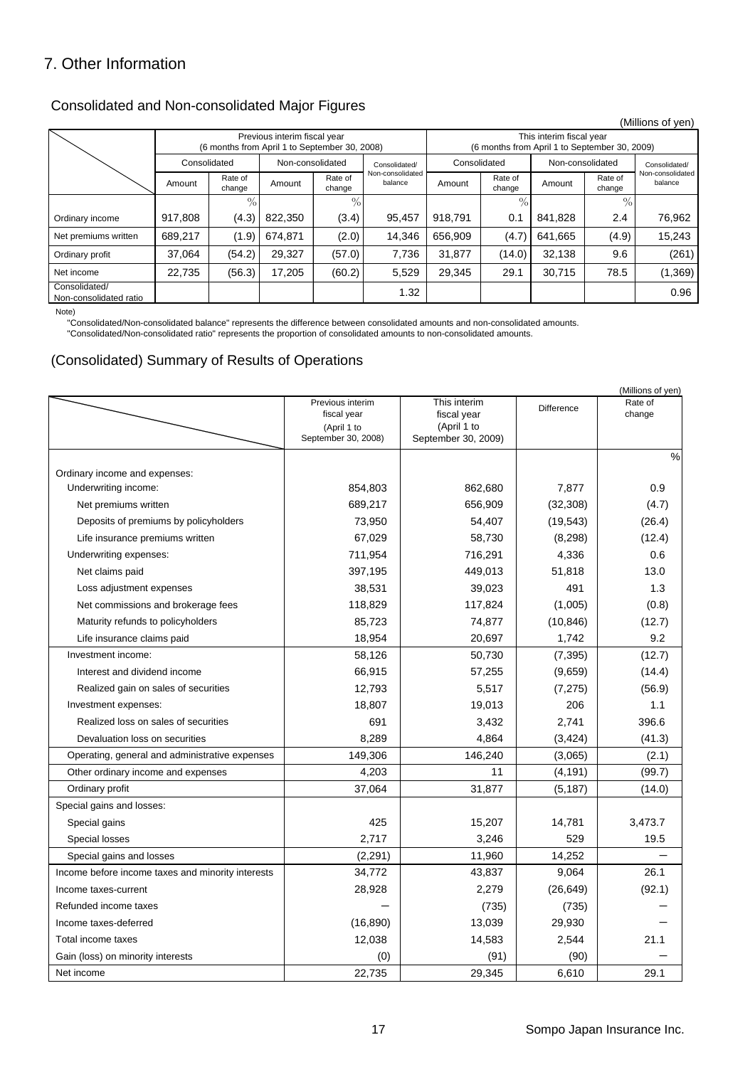## 7. Other Information

### Consolidated and Non-consolidated Major Figures

(Millions of yen)

| | Previous interim fiscal year (6 months from April 1 to September 30, 2008) | | | | | This interim fiscal year (6 months from April 1 to September 30, 2009) | | | | |
|---|---|---|---|---|---|---|---|---|---|---|
| | Consolidated | | Non-consolidated | | Consolidated/ Non-consolidated balance | Consolidated | | Non-consolidated | | Consolidated/ Non-consolidated balance |
| | Amount | Rate of change | Amount | Rate of change | | Amount | Rate of change | Amount | Rate of change | |
| | | % | | % | | | % | | % | |
| Ordinary income | 917,808 | (4.3) | 822,350 | (3.4) | 95,457 | 918,791 | 0.1 | 841,828 | 2.4 | 76,962 |
| Net premiums written | 689,217 | (1.9) | 674,871 | (2.0) | 14,346 | 656,909 | (4.7) | 641,665 | (4.9) | 15,243 |
| Ordinary profit | 37,064 | (54.2) | 29,327 | (57.0) | 7,736 | 31,877 | (14.0) | 32,138 | 9.6 | (261) |
| Net income | 22,735 | (56.3) | 17,205 | (60.2) | 5,529 | 29,345 | 29.1 | 30,715 | 78.5 | (1,369) |
| Consolidated/ Non-consolidated ratio | | | | | 1.32 | | | | | 0.96 |

Note)
"Consolidated/Non-consolidated balance" represents the difference between consolidated amounts and non-consolidated amounts.
"Consolidated/Non-consolidated ratio" represents the proportion of consolidated amounts to non-consolidated amounts.

### (Consolidated) Summary of Results of Operations

(Millions of yen)

| | Previous interim fiscal year (April 1 to September 30, 2008) | This interim fiscal year (April 1 to September 30, 2009) | Difference | Rate of change |
|---|---|---|---|---|
| | | | | % |
| Ordinary income and expenses: | | | | |
| Underwriting income: | 854,803 | 862,680 | 7,877 | 0.9 |
| Net premiums written | 689,217 | 656,909 | (32,308) | (4.7) |
| Deposits of premiums by policyholders | 73,950 | 54,407 | (19,543) | (26.4) |
| Life insurance premiums written | 67,029 | 58,730 | (8,298) | (12.4) |
| Underwriting expenses: | 711,954 | 716,291 | 4,336 | 0.6 |
| Net claims paid | 397,195 | 449,013 | 51,818 | 13.0 |
| Loss adjustment expenses | 38,531 | 39,023 | 491 | 1.3 |
| Net commissions and brokerage fees | 118,829 | 117,824 | (1,005) | (0.8) |
| Maturity refunds to policyholders | 85,723 | 74,877 | (10,846) | (12.7) |
| Life insurance claims paid | 18,954 | 20,697 | 1,742 | 9.2 |
| Investment income: | 58,126 | 50,730 | (7,395) | (12.7) |
| Interest and dividend income | 66,915 | 57,255 | (9,659) | (14.4) |
| Realized gain on sales of securities | 12,793 | 5,517 | (7,275) | (56.9) |
| Investment expenses: | 18,807 | 19,013 | 206 | 1.1 |
| Realized loss on sales of securities | 691 | 3,432 | 2,741 | 396.6 |
| Devaluation loss on securities | 8,289 | 4,864 | (3,424) | (41.3) |
| Operating, general and administrative expenses | 149,306 | 146,240 | (3,065) | (2.1) |
| Other ordinary income and expenses | 4,203 | 11 | (4,191) | (99.7) |
| Ordinary profit | 37,064 | 31,877 | (5,187) | (14.0) |
| Special gains and losses: | | | | |
| Special gains | 425 | 15,207 | 14,781 | 3,473.7 |
| Special losses | 2,717 | 3,246 | 529 | 19.5 |
| Special gains and losses | (2,291) | 11,960 | 14,252 | − |
| Income before income taxes and minority interests | 34,772 | 43,837 | 9,064 | 26.1 |
| Income taxes-current | 28,928 | 2,279 | (26,649) | (92.1) |
| Refunded income taxes | − | (735) | (735) | − |
| Income taxes-deferred | (16,890) | 13,039 | 29,930 | − |
| Total income taxes | 12,038 | 14,583 | 2,544 | 21.1 |
| Gain (loss) on minority interests | (0) | (91) | (90) | − |
| Net income | 22,735 | 29,345 | 6,610 | 29.1 |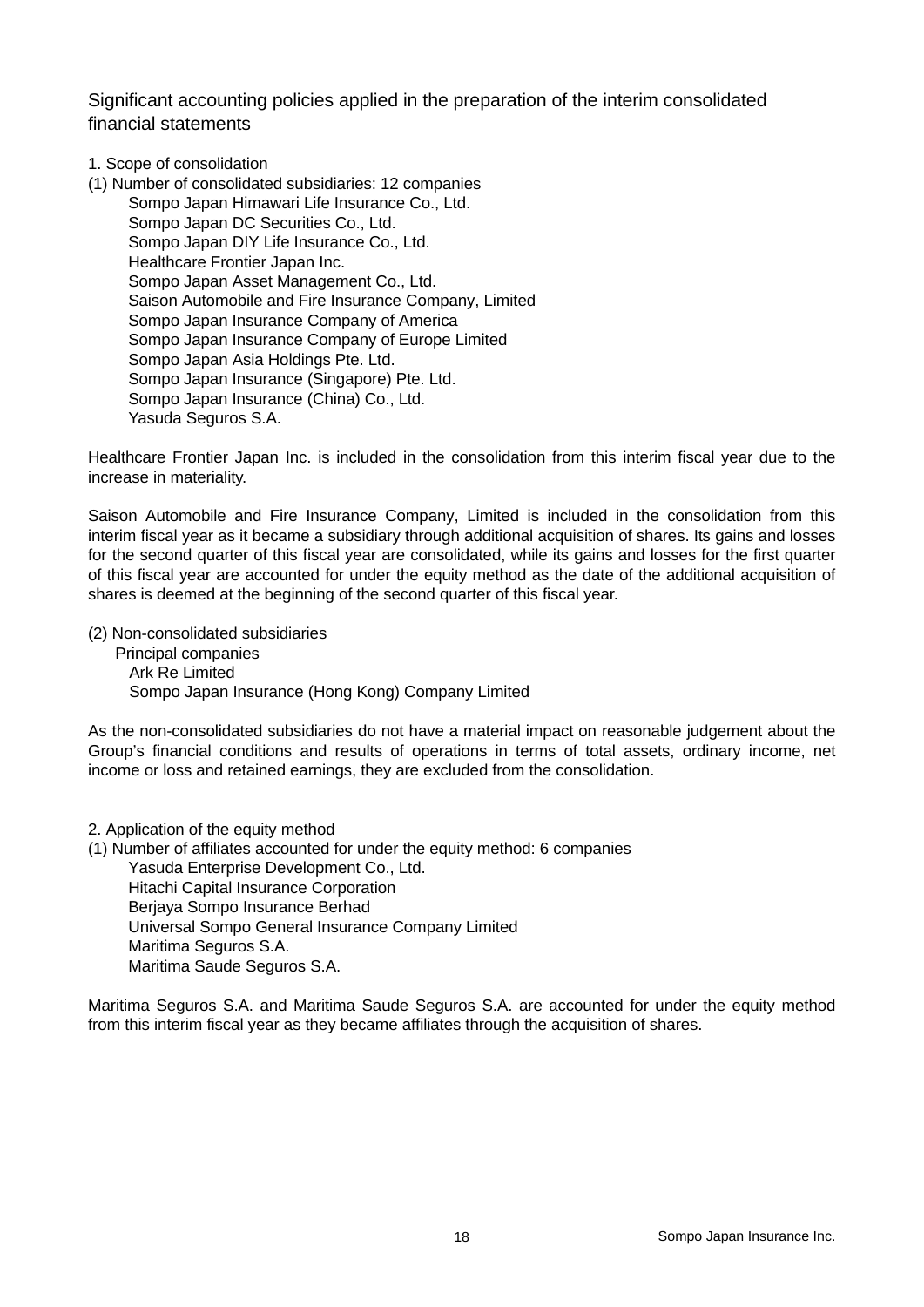## Significant accounting policies applied in the preparation of the interim consolidated financial statements

1. Scope of consolidation

(1) Number of consolidated subsidiaries: 12 companies

- Sompo Japan Himawari Life Insurance Co., Ltd.
- Sompo Japan DC Securities Co., Ltd.
- Sompo Japan DIY Life Insurance Co., Ltd.
- Healthcare Frontier Japan Inc.
- Sompo Japan Asset Management Co., Ltd.
- Saison Automobile and Fire Insurance Company, Limited
- Sompo Japan Insurance Company of America
- Sompo Japan Insurance Company of Europe Limited
- Sompo Japan Asia Holdings Pte. Ltd.
- Sompo Japan Insurance (Singapore) Pte. Ltd.
- Sompo Japan Insurance (China) Co., Ltd.
- Yasuda Seguros S.A.

Healthcare Frontier Japan Inc. is included in the consolidation from this interim fiscal year due to the increase in materiality.

Saison Automobile and Fire Insurance Company, Limited is included in the consolidation from this interim fiscal year as it became a subsidiary through additional acquisition of shares. Its gains and losses for the second quarter of this fiscal year are consolidated, while its gains and losses for the first quarter of this fiscal year are accounted for under the equity method as the date of the additional acquisition of shares is deemed at the beginning of the second quarter of this fiscal year.

(2) Non-consolidated subsidiaries

Principal companies

- Ark Re Limited
- Sompo Japan Insurance (Hong Kong) Company Limited

As the non-consolidated subsidiaries do not have a material impact on reasonable judgement about the Group's financial conditions and results of operations in terms of total assets, ordinary income, net income or loss and retained earnings, they are excluded from the consolidation.

2. Application of the equity method

(1) Number of affiliates accounted for under the equity method: 6 companies

- Yasuda Enterprise Development Co., Ltd.
- Hitachi Capital Insurance Corporation
- Berjaya Sompo Insurance Berhad
- Universal Sompo General Insurance Company Limited
- Maritima Seguros S.A.
- Maritima Saude Seguros S.A.

Maritima Seguros S.A. and Maritima Saude Seguros S.A. are accounted for under the equity method from this interim fiscal year as they became affiliates through the acquisition of shares.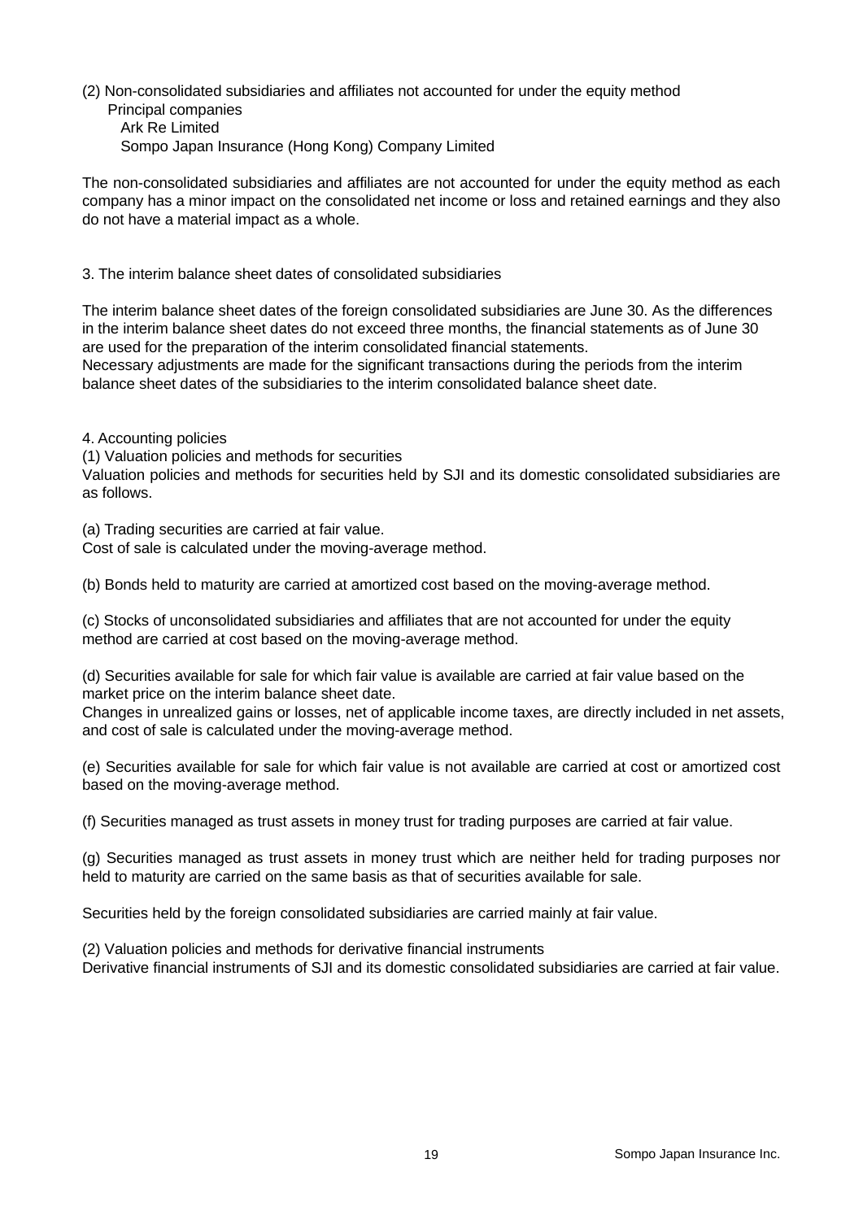(2) Non-consolidated subsidiaries and affiliates not accounted for under the equity method

Principal companies

Ark Re Limited

Sompo Japan Insurance (Hong Kong) Company Limited

The non-consolidated subsidiaries and affiliates are not accounted for under the equity method as each company has a minor impact on the consolidated net income or loss and retained earnings and they also do not have a material impact as a whole.

3. The interim balance sheet dates of consolidated subsidiaries

The interim balance sheet dates of the foreign consolidated subsidiaries are June 30. As the differences in the interim balance sheet dates do not exceed three months, the financial statements as of June 30 are used for the preparation of the interim consolidated financial statements.
Necessary adjustments are made for the significant transactions during the periods from the interim balance sheet dates of the subsidiaries to the interim consolidated balance sheet date.

4. Accounting policies

(1) Valuation policies and methods for securities

Valuation policies and methods for securities held by SJI and its domestic consolidated subsidiaries are as follows.

(a) Trading securities are carried at fair value.
Cost of sale is calculated under the moving-average method.

(b) Bonds held to maturity are carried at amortized cost based on the moving-average method.

(c) Stocks of unconsolidated subsidiaries and affiliates that are not accounted for under the equity method are carried at cost based on the moving-average method.

(d) Securities available for sale for which fair value is available are carried at fair value based on the market price on the interim balance sheet date.
Changes in unrealized gains or losses, net of applicable income taxes, are directly included in net assets, and cost of sale is calculated under the moving-average method.

(e) Securities available for sale for which fair value is not available are carried at cost or amortized cost based on the moving-average method.

(f) Securities managed as trust assets in money trust for trading purposes are carried at fair value.

(g) Securities managed as trust assets in money trust which are neither held for trading purposes nor held to maturity are carried on the same basis as that of securities available for sale.

Securities held by the foreign consolidated subsidiaries are carried mainly at fair value.

(2) Valuation policies and methods for derivative financial instruments

Derivative financial instruments of SJI and its domestic consolidated subsidiaries are carried at fair value.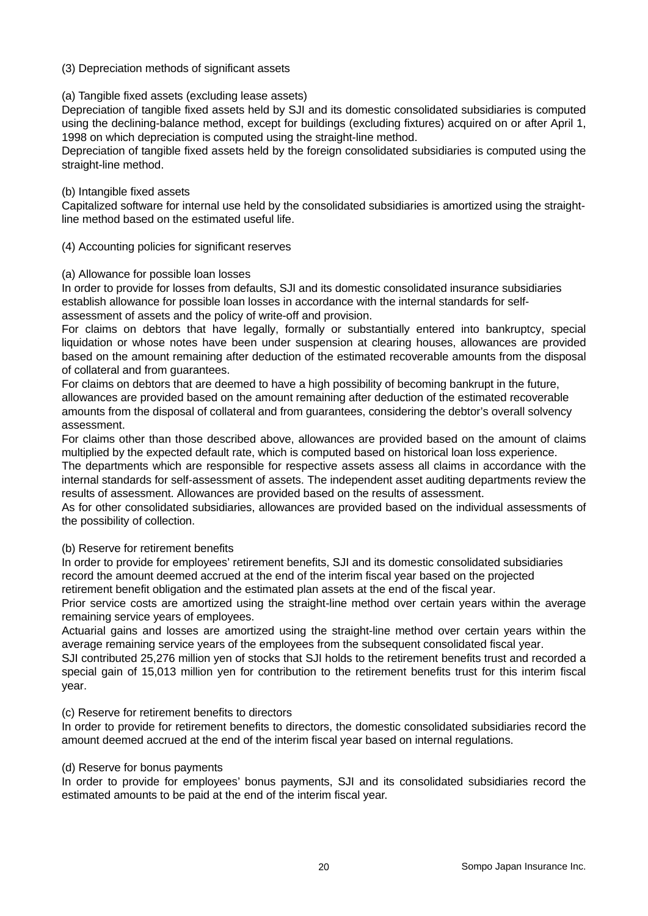(3) Depreciation methods of significant assets

(a) Tangible fixed assets (excluding lease assets)

Depreciation of tangible fixed assets held by SJI and its domestic consolidated subsidiaries is computed using the declining-balance method, except for buildings (excluding fixtures) acquired on or after April 1, 1998 on which depreciation is computed using the straight-line method.

Depreciation of tangible fixed assets held by the foreign consolidated subsidiaries is computed using the straight-line method.

(b) Intangible fixed assets

Capitalized software for internal use held by the consolidated subsidiaries is amortized using the straight-line method based on the estimated useful life.

(4) Accounting policies for significant reserves

(a) Allowance for possible loan losses

In order to provide for losses from defaults, SJI and its domestic consolidated insurance subsidiaries establish allowance for possible loan losses in accordance with the internal standards for self-assessment of assets and the policy of write-off and provision.

For claims on debtors that have legally, formally or substantially entered into bankruptcy, special liquidation or whose notes have been under suspension at clearing houses, allowances are provided based on the amount remaining after deduction of the estimated recoverable amounts from the disposal of collateral and from guarantees.

For claims on debtors that are deemed to have a high possibility of becoming bankrupt in the future, allowances are provided based on the amount remaining after deduction of the estimated recoverable amounts from the disposal of collateral and from guarantees, considering the debtor's overall solvency assessment.

For claims other than those described above, allowances are provided based on the amount of claims multiplied by the expected default rate, which is computed based on historical loan loss experience.

The departments which are responsible for respective assets assess all claims in accordance with the internal standards for self-assessment of assets. The independent asset auditing departments review the results of assessment. Allowances are provided based on the results of assessment.

As for other consolidated subsidiaries, allowances are provided based on the individual assessments of the possibility of collection.

(b) Reserve for retirement benefits

In order to provide for employees' retirement benefits, SJI and its domestic consolidated subsidiaries record the amount deemed accrued at the end of the interim fiscal year based on the projected retirement benefit obligation and the estimated plan assets at the end of the fiscal year.

Prior service costs are amortized using the straight-line method over certain years within the average remaining service years of employees.

Actuarial gains and losses are amortized using the straight-line method over certain years within the average remaining service years of the employees from the subsequent consolidated fiscal year.

SJI contributed 25,276 million yen of stocks that SJI holds to the retirement benefits trust and recorded a special gain of 15,013 million yen for contribution to the retirement benefits trust for this interim fiscal year.

(c) Reserve for retirement benefits to directors

In order to provide for retirement benefits to directors, the domestic consolidated subsidiaries record the amount deemed accrued at the end of the interim fiscal year based on internal regulations.

(d) Reserve for bonus payments

In order to provide for employees' bonus payments, SJI and its consolidated subsidiaries record the estimated amounts to be paid at the end of the interim fiscal year.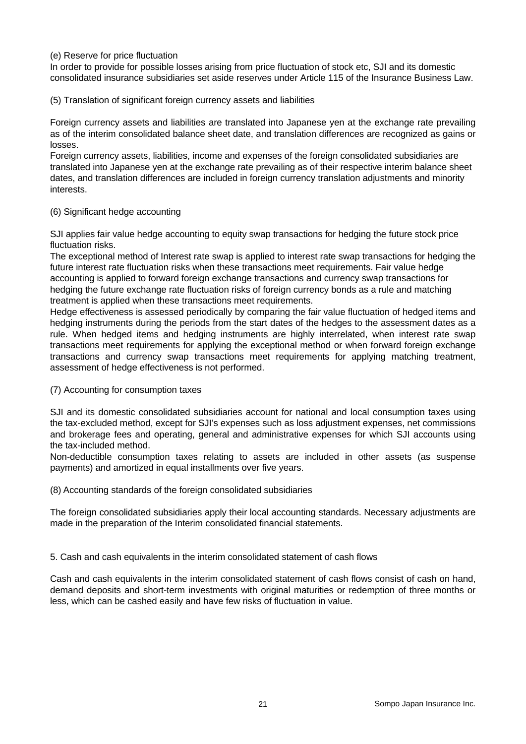(e) Reserve for price fluctuation

In order to provide for possible losses arising from price fluctuation of stock etc, SJI and its domestic consolidated insurance subsidiaries set aside reserves under Article 115 of the Insurance Business Law.

(5) Translation of significant foreign currency assets and liabilities

Foreign currency assets and liabilities are translated into Japanese yen at the exchange rate prevailing as of the interim consolidated balance sheet date, and translation differences are recognized as gains or losses.

Foreign currency assets, liabilities, income and expenses of the foreign consolidated subsidiaries are translated into Japanese yen at the exchange rate prevailing as of their respective interim balance sheet dates, and translation differences are included in foreign currency translation adjustments and minority interests.

(6) Significant hedge accounting

SJI applies fair value hedge accounting to equity swap transactions for hedging the future stock price fluctuation risks.

The exceptional method of Interest rate swap is applied to interest rate swap transactions for hedging the future interest rate fluctuation risks when these transactions meet requirements. Fair value hedge accounting is applied to forward foreign exchange transactions and currency swap transactions for hedging the future exchange rate fluctuation risks of foreign currency bonds as a rule and matching treatment is applied when these transactions meet requirements.

Hedge effectiveness is assessed periodically by comparing the fair value fluctuation of hedged items and hedging instruments during the periods from the start dates of the hedges to the assessment dates as a rule. When hedged items and hedging instruments are highly interrelated, when interest rate swap transactions meet requirements for applying the exceptional method or when forward foreign exchange transactions and currency swap transactions meet requirements for applying matching treatment, assessment of hedge effectiveness is not performed.

(7) Accounting for consumption taxes

SJI and its domestic consolidated subsidiaries account for national and local consumption taxes using the tax-excluded method, except for SJI's expenses such as loss adjustment expenses, net commissions and brokerage fees and operating, general and administrative expenses for which SJI accounts using the tax-included method.

Non-deductible consumption taxes relating to assets are included in other assets (as suspense payments) and amortized in equal installments over five years.

(8) Accounting standards of the foreign consolidated subsidiaries

The foreign consolidated subsidiaries apply their local accounting standards. Necessary adjustments are made in the preparation of the Interim consolidated financial statements.

5. Cash and cash equivalents in the interim consolidated statement of cash flows

Cash and cash equivalents in the interim consolidated statement of cash flows consist of cash on hand, demand deposits and short-term investments with original maturities or redemption of three months or less, which can be cashed easily and have few risks of fluctuation in value.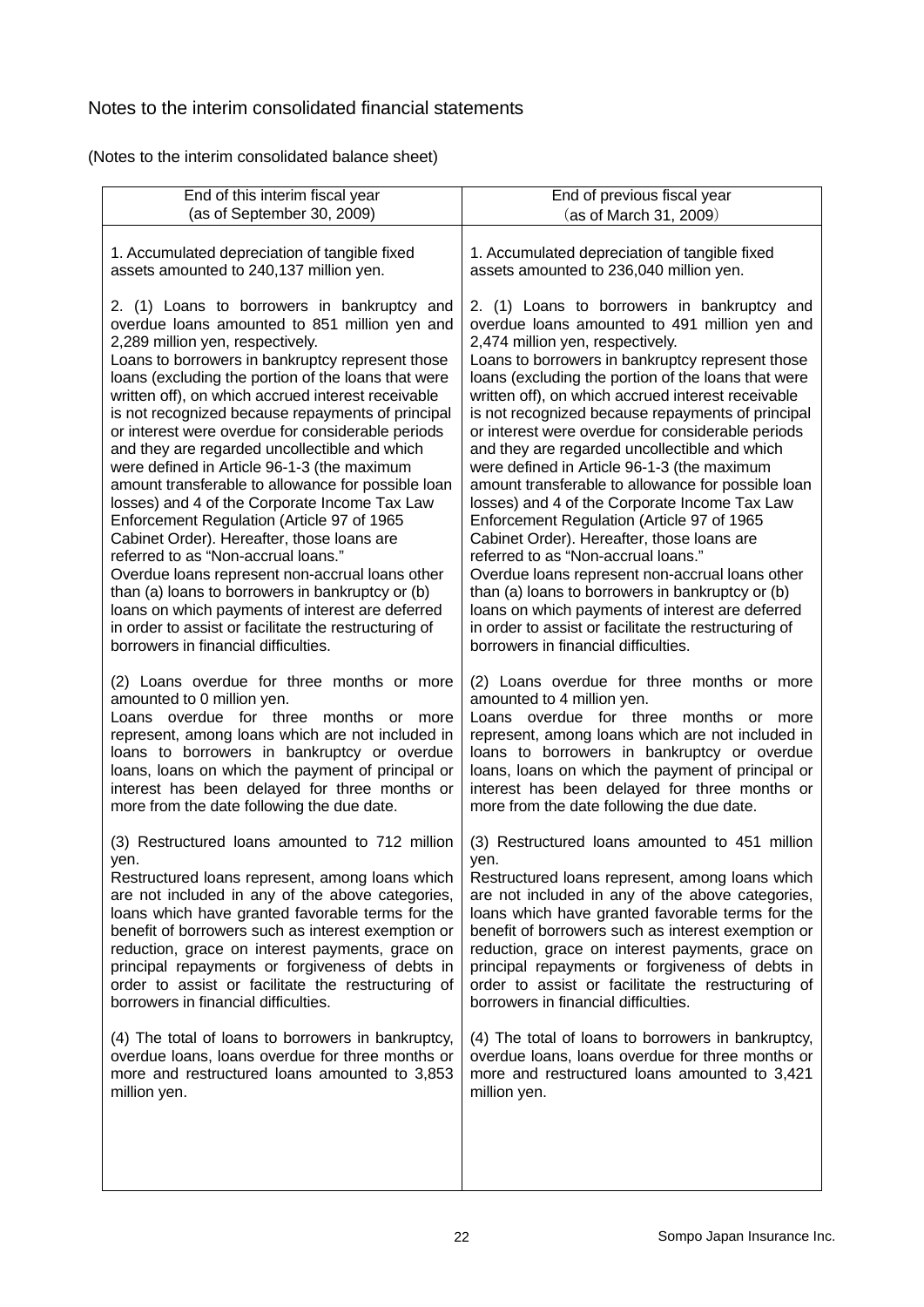# Notes to the interim consolidated financial statements

(Notes to the interim consolidated balance sheet)

| End of this interim fiscal year (as of September 30, 2009) | End of previous fiscal year (as of March 31, 2009) |
|---|---|
| 1. Accumulated depreciation of tangible fixed assets amounted to 240,137 million yen. | 1. Accumulated depreciation of tangible fixed assets amounted to 236,040 million yen. |
| 2. (1) Loans to borrowers in bankruptcy and overdue loans amounted to 851 million yen and 2,289 million yen, respectively.<br>Loans to borrowers in bankruptcy represent those loans (excluding the portion of the loans that were written off), on which accrued interest receivable is not recognized because repayments of principal or interest were overdue for considerable periods and they are regarded uncollectible and which were defined in Article 96-1-3 (the maximum amount transferable to allowance for possible loan losses) and 4 of the Corporate Income Tax Law Enforcement Regulation (Article 97 of 1965 Cabinet Order). Hereafter, those loans are referred to as "Non-accrual loans."<br>Overdue loans represent non-accrual loans other than (a) loans to borrowers in bankruptcy or (b) loans on which payments of interest are deferred in order to assist or facilitate the restructuring of borrowers in financial difficulties. | 2. (1) Loans to borrowers in bankruptcy and overdue loans amounted to 491 million yen and 2,474 million yen, respectively.<br>Loans to borrowers in bankruptcy represent those loans (excluding the portion of the loans that were written off), on which accrued interest receivable is not recognized because repayments of principal or interest were overdue for considerable periods and they are regarded uncollectible and which were defined in Article 96-1-3 (the maximum amount transferable to allowance for possible loan losses) and 4 of the Corporate Income Tax Law Enforcement Regulation (Article 97 of 1965 Cabinet Order). Hereafter, those loans are referred to as "Non-accrual loans."<br>Overdue loans represent non-accrual loans other than (a) loans to borrowers in bankruptcy or (b) loans on which payments of interest are deferred in order to assist or facilitate the restructuring of borrowers in financial difficulties. |
| (2) Loans overdue for three months or more amounted to 0 million yen.<br>Loans overdue for three months or more represent, among loans which are not included in loans to borrowers in bankruptcy or overdue loans, loans on which the payment of principal or interest has been delayed for three months or more from the date following the due date. | (2) Loans overdue for three months or more amounted to 4 million yen.<br>Loans overdue for three months or more represent, among loans which are not included in loans to borrowers in bankruptcy or overdue loans, loans on which the payment of principal or interest has been delayed for three months or more from the date following the due date. |
| (3) Restructured loans amounted to 712 million yen.<br>Restructured loans represent, among loans which are not included in any of the above categories, loans which have granted favorable terms for the benefit of borrowers such as interest exemption or reduction, grace on interest payments, grace on principal repayments or forgiveness of debts in order to assist or facilitate the restructuring of borrowers in financial difficulties. | (3) Restructured loans amounted to 451 million yen.<br>Restructured loans represent, among loans which are not included in any of the above categories, loans which have granted favorable terms for the benefit of borrowers such as interest exemption or reduction, grace on interest payments, grace on principal repayments or forgiveness of debts in order to assist or facilitate the restructuring of borrowers in financial difficulties. |
| (4) The total of loans to borrowers in bankruptcy, overdue loans, loans overdue for three months or more and restructured loans amounted to 3,853 million yen. | (4) The total of loans to borrowers in bankruptcy, overdue loans, loans overdue for three months or more and restructured loans amounted to 3,421 million yen. |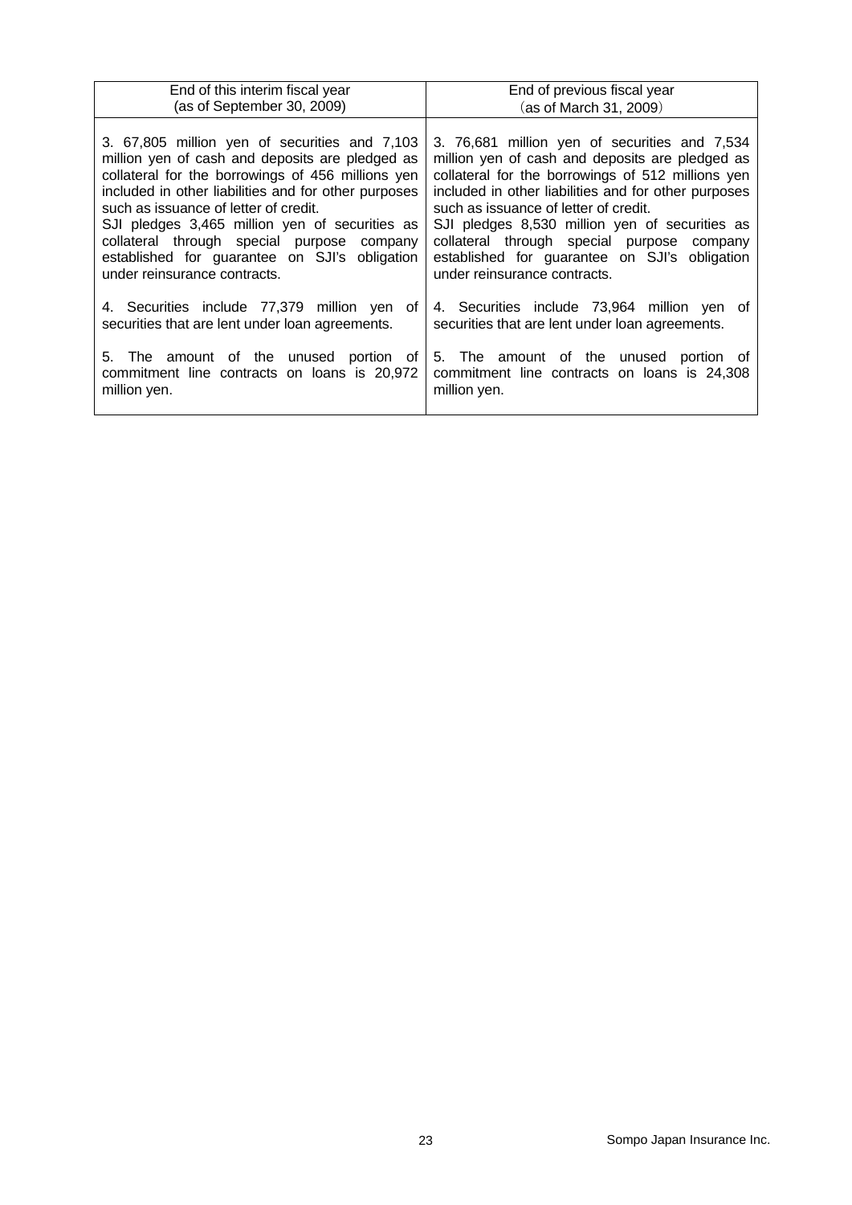| End of this interim fiscal year (as of September 30, 2009) | End of previous fiscal year (as of March 31, 2009) |
|---|---|
| 3. 67,805 million yen of securities and 7,103 million yen of cash and deposits are pledged as collateral for the borrowings of 456 millions yen included in other liabilities and for other purposes such as issuance of letter of credit. SJI pledges 3,465 million yen of securities as collateral through special purpose company established for guarantee on SJI's obligation under reinsurance contracts. | 3. 76,681 million yen of securities and 7,534 million yen of cash and deposits are pledged as collateral for the borrowings of 512 millions yen included in other liabilities and for other purposes such as issuance of letter of credit. SJI pledges 8,530 million yen of securities as collateral through special purpose company established for guarantee on SJI's obligation under reinsurance contracts. |
| 4. Securities include 77,379 million yen of securities that are lent under loan agreements. | 4. Securities include 73,964 million yen of securities that are lent under loan agreements. |
| 5. The amount of the unused portion of commitment line contracts on loans is 20,972 million yen. | 5. The amount of the unused portion of commitment line contracts on loans is 24,308 million yen. |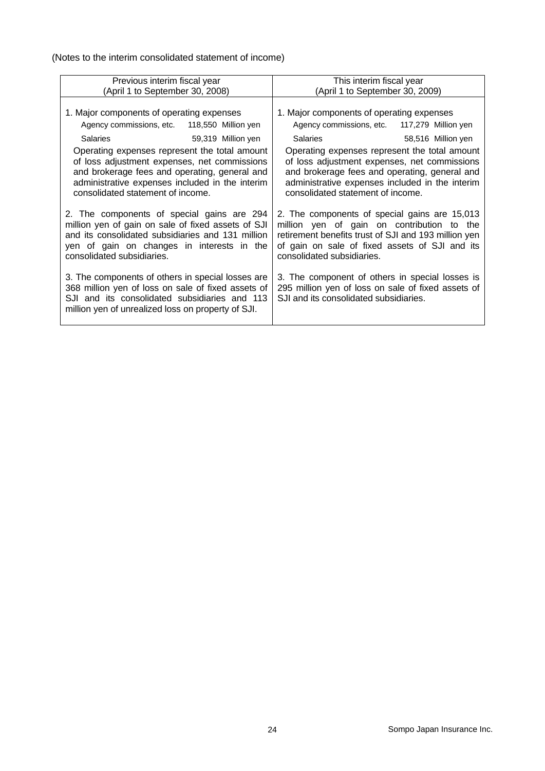(Notes to the interim consolidated statement of income)

| Previous interim fiscal year (April 1 to September 30, 2008) | This interim fiscal year (April 1 to September 30, 2009) |
|---|---|
| 1. Major components of operating expenses<br>Agency commissions, etc. 118,550 Million yen<br>Salaries 59,319 Million yen<br>Operating expenses represent the total amount of loss adjustment expenses, net commissions and brokerage fees and operating, general and administrative expenses included in the interim consolidated statement of income. | 1. Major components of operating expenses<br>Agency commissions, etc. 117,279 Million yen<br>Salaries 58,516 Million yen<br>Operating expenses represent the total amount of loss adjustment expenses, net commissions and brokerage fees and operating, general and administrative expenses included in the interim consolidated statement of income. |
| 2. The components of special gains are 294 million yen of gain on sale of fixed assets of SJI and its consolidated subsidiaries and 131 million yen of gain on changes in interests in the consolidated subsidiaries. | 2. The components of special gains are 15,013 million yen of gain on contribution to the retirement benefits trust of SJI and 193 million yen of gain on sale of fixed assets of SJI and its consolidated subsidiaries. |
| 3. The components of others in special losses are 368 million yen of loss on sale of fixed assets of SJI and its consolidated subsidiaries and 113 million yen of unrealized loss on property of SJI. | 3. The component of others in special losses is 295 million yen of loss on sale of fixed assets of SJI and its consolidated subsidiaries. |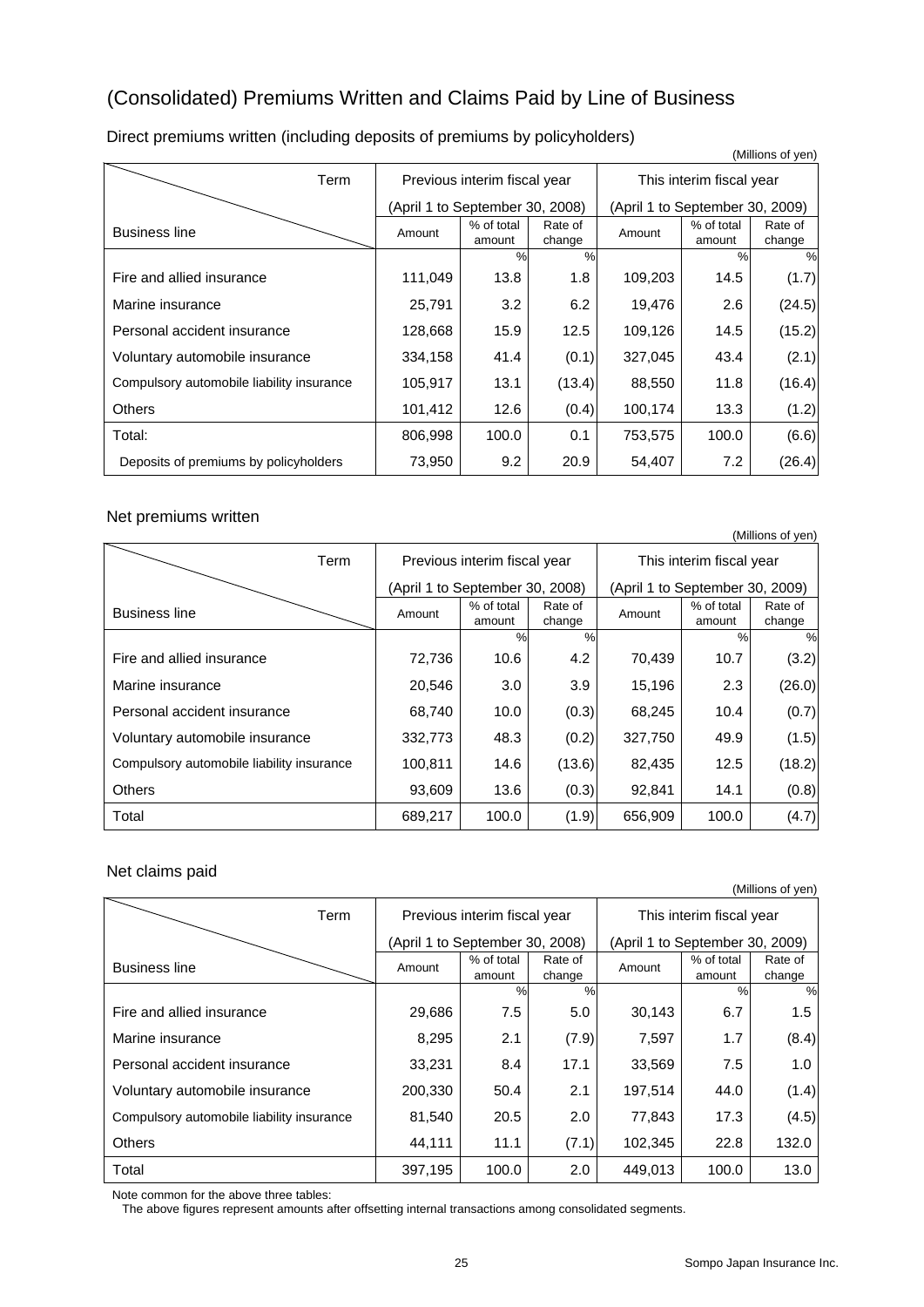# (Consolidated) Premiums Written and Claims Paid by Line of Business

## Direct premiums written (including deposits of premiums by policyholders)

(Millions of yen)

| Term | Previous interim fiscal year | | | This interim fiscal year | | |
|---|---|---|---|---|---|---|
| | (April 1 to September 30, 2008) | | | (April 1 to September 30, 2009) | | |
| Business line | Amount | % of total amount | Rate of change | Amount | % of total amount | Rate of change |
| | | % | % | | % | % |
| Fire and allied insurance | 111,049 | 13.8 | 1.8 | 109,203 | 14.5 | (1.7) |
| Marine insurance | 25,791 | 3.2 | 6.2 | 19,476 | 2.6 | (24.5) |
| Personal accident insurance | 128,668 | 15.9 | 12.5 | 109,126 | 14.5 | (15.2) |
| Voluntary automobile insurance | 334,158 | 41.4 | (0.1) | 327,045 | 43.4 | (2.1) |
| Compulsory automobile liability insurance | 105,917 | 13.1 | (13.4) | 88,550 | 11.8 | (16.4) |
| Others | 101,412 | 12.6 | (0.4) | 100,174 | 13.3 | (1.2) |
| Total: | 806,998 | 100.0 | 0.1 | 753,575 | 100.0 | (6.6) |
| Deposits of premiums by policyholders | 73,950 | 9.2 | 20.9 | 54,407 | 7.2 | (26.4) |

## Net premiums written

(Millions of yen)

| Term | Previous interim fiscal year | | | This interim fiscal year | | |
|---|---|---|---|---|---|---|
| | (April 1 to September 30, 2008) | | | (April 1 to September 30, 2009) | | |
| Business line | Amount | % of total amount | Rate of change | Amount | % of total amount | Rate of change |
| | | % | % | | % | % |
| Fire and allied insurance | 72,736 | 10.6 | 4.2 | 70,439 | 10.7 | (3.2) |
| Marine insurance | 20,546 | 3.0 | 3.9 | 15,196 | 2.3 | (26.0) |
| Personal accident insurance | 68,740 | 10.0 | (0.3) | 68,245 | 10.4 | (0.7) |
| Voluntary automobile insurance | 332,773 | 48.3 | (0.2) | 327,750 | 49.9 | (1.5) |
| Compulsory automobile liability insurance | 100,811 | 14.6 | (13.6) | 82,435 | 12.5 | (18.2) |
| Others | 93,609 | 13.6 | (0.3) | 92,841 | 14.1 | (0.8) |
| Total | 689,217 | 100.0 | (1.9) | 656,909 | 100.0 | (4.7) |

## Net claims paid

(Millions of yen)

| Term | Previous interim fiscal year | | | This interim fiscal year | | |
|---|---|---|---|---|---|---|
| | (April 1 to September 30, 2008) | | | (April 1 to September 30, 2009) | | |
| Business line | Amount | % of total amount | Rate of change | Amount | % of total amount | Rate of change |
| | | % | % | | % | % |
| Fire and allied insurance | 29,686 | 7.5 | 5.0 | 30,143 | 6.7 | 1.5 |
| Marine insurance | 8,295 | 2.1 | (7.9) | 7,597 | 1.7 | (8.4) |
| Personal accident insurance | 33,231 | 8.4 | 17.1 | 33,569 | 7.5 | 1.0 |
| Voluntary automobile insurance | 200,330 | 50.4 | 2.1 | 197,514 | 44.0 | (1.4) |
| Compulsory automobile liability insurance | 81,540 | 20.5 | 2.0 | 77,843 | 17.3 | (4.5) |
| Others | 44,111 | 11.1 | (7.1) | 102,345 | 22.8 | 132.0 |
| Total | 397,195 | 100.0 | 2.0 | 449,013 | 100.0 | 13.0 |

Note common for the above three tables:
The above figures represent amounts after offsetting internal transactions among consolidated segments.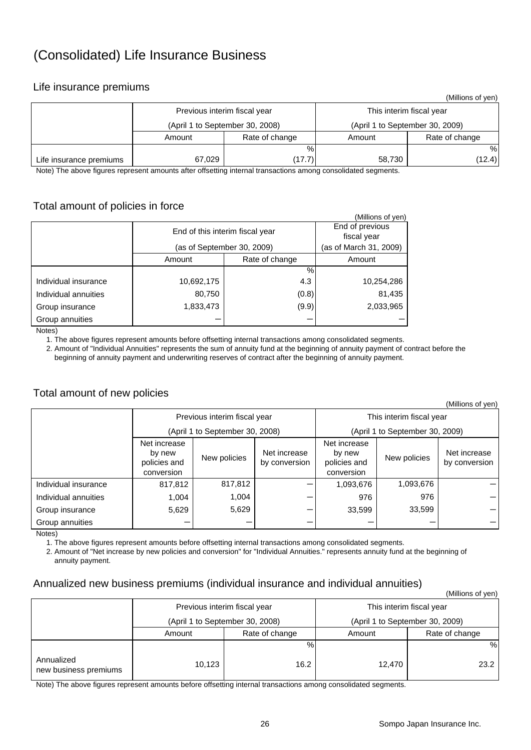# (Consolidated) Life Insurance Business

## Life insurance premiums

(Millions of yen)

| | Previous interim fiscal year (April 1 to September 30, 2008) | | This interim fiscal year (April 1 to September 30, 2009) | |
|---|---|---|---|---|
| | Amount | Rate of change | Amount | Rate of change |
| | | % | | % |
| Life insurance premiums | 67,029 | (17.7) | 58,730 | (12.4) |

Note) The above figures represent amounts after offsetting internal transactions among consolidated segments.

## Total amount of policies in force

(Millions of yen)

| | End of this interim fiscal year (as of September 30, 2009) | | End of previous fiscal year (as of March 31, 2009) |
|---|---|---|---|
| | Amount | Rate of change | Amount |
| | | % | |
| Individual insurance | 10,692,175 | 4.3 | 10,254,286 |
| Individual annuities | 80,750 | (0.8) | 81,435 |
| Group insurance | 1,833,473 | (9.9) | 2,033,965 |
| Group annuities | — | — | — |

Notes)

1. The above figures represent amounts before offsetting internal transactions among consolidated segments.
2. Amount of "Individual Annuities" represents the sum of annuity fund at the beginning of annuity payment of contract before the beginning of annuity payment and underwriting reserves of contract after the beginning of annuity payment.

## Total amount of new policies

(Millions of yen)

| | Previous interim fiscal year (April 1 to September 30, 2008) | | | This interim fiscal year (April 1 to September 30, 2009) | | |
|---|---|---|---|---|---|---|
| | Net increase by new policies and conversion | New policies | Net increase by conversion | Net increase by new policies and conversion | New policies | Net increase by conversion |
| Individual insurance | 817,812 | 817,812 | — | 1,093,676 | 1,093,676 | — |
| Individual annuities | 1,004 | 1,004 | — | 976 | 976 | — |
| Group insurance | 5,629 | 5,629 | — | 33,599 | 33,599 | — |
| Group annuities | — | — | — | — | — | — |

Notes)

1. The above figures represent amounts before offsetting internal transactions among consolidated segments.
2. Amount of "Net increase by new policies and conversion" for "Individual Annuities." represents annuity fund at the beginning of annuity payment.

## Annualized new business premiums (individual insurance and individual annuities)

(Millions of yen)

| | Previous interim fiscal year (April 1 to September 30, 2008) | | This interim fiscal year (April 1 to September 30, 2009) | |
|---|---|---|---|---|
| | Amount | Rate of change | Amount | Rate of change |
| | | % | | % |
| Annualized new business premiums | 10,123 | 16.2 | 12,470 | 23.2 |

Note) The above figures represent amounts before offsetting internal transactions among consolidated segments.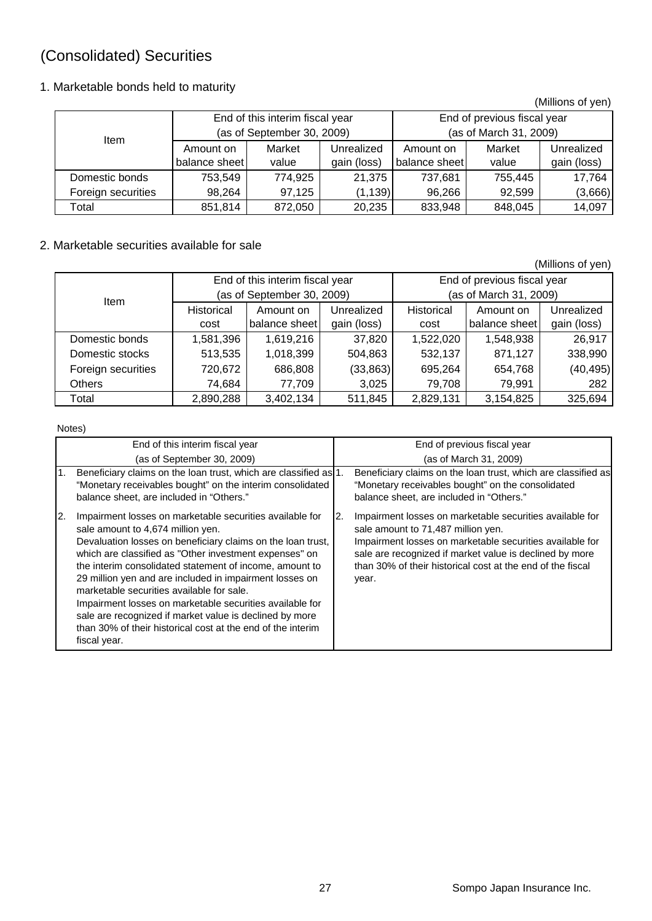# (Consolidated) Securities

## 1. Marketable bonds held to maturity

(Millions of yen)

| Item | End of this interim fiscal year (as of September 30, 2009) | | | End of previous fiscal year (as of March 31, 2009) | | |
|---|---|---|---|---|---|---|
| | Amount on balance sheet | Market value | Unrealized gain (loss) | Amount on balance sheet | Market value | Unrealized gain (loss) |
| Domestic bonds | 753,549 | 774,925 | 21,375 | 737,681 | 755,445 | 17,764 |
| Foreign securities | 98,264 | 97,125 | (1,139) | 96,266 | 92,599 | (3,666) |
| Total | 851,814 | 872,050 | 20,235 | 833,948 | 848,045 | 14,097 |

## 2. Marketable securities available for sale

(Millions of yen)

| Item | End of this interim fiscal year (as of September 30, 2009) | | | End of previous fiscal year (as of March 31, 2009) | | |
|---|---|---|---|---|---|---|
| | Historical cost | Amount on balance sheet | Unrealized gain (loss) | Historical cost | Amount on balance sheet | Unrealized gain (loss) |
| Domestic bonds | 1,581,396 | 1,619,216 | 37,820 | 1,522,020 | 1,548,938 | 26,917 |
| Domestic stocks | 513,535 | 1,018,399 | 504,863 | 532,137 | 871,127 | 338,990 |
| Foreign securities | 720,672 | 686,808 | (33,863) | 695,264 | 654,768 | (40,495) |
| Others | 74,684 | 77,709 | 3,025 | 79,708 | 79,991 | 282 |
| Total | 2,890,288 | 3,402,134 | 511,845 | 2,829,131 | 3,154,825 | 325,694 |

Notes)

| End of this interim fiscal year (as of September 30, 2009) | End of previous fiscal year (as of March 31, 2009) |
|---|---|
| 1. Beneficiary claims on the loan trust, which are classified as "Monetary receivables bought" on the interim consolidated balance sheet, are included in "Others." | 1. Beneficiary claims on the loan trust, which are classified as "Monetary receivables bought" on the consolidated balance sheet, are included in "Others." |
| 2. Impairment losses on marketable securities available for sale amount to 4,674 million yen. Devaluation losses on beneficiary claims on the loan trust, which are classified as "Other investment expenses" on the interim consolidated statement of income, amount to 29 million yen and are included in impairment losses on marketable securities available for sale. Impairment losses on marketable securities available for sale are recognized if market value is declined by more than 30% of their historical cost at the end of the interim fiscal year. | 2. Impairment losses on marketable securities available for sale amount to 71,487 million yen. Impairment losses on marketable securities available for sale are recognized if market value is declined by more than 30% of their historical cost at the end of the fiscal year. |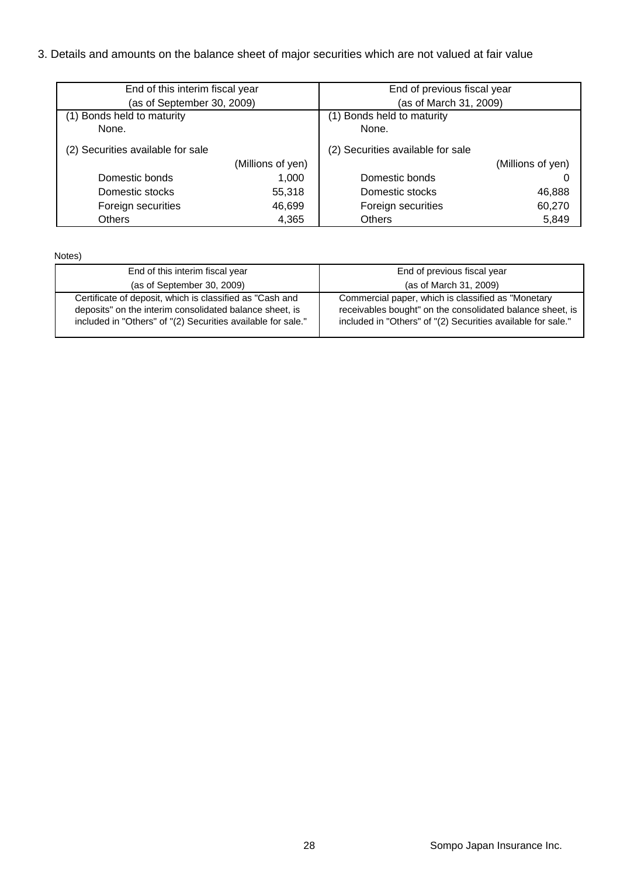3. Details and amounts on the balance sheet of major securities which are not valued at fair value

| End of this interim fiscal year (as of September 30, 2009) | | End of previous fiscal year (as of March 31, 2009) | |
|---|---|---|---|
| (1) Bonds held to maturity | | (1) Bonds held to maturity | |
| None. | | None. | |
| (2) Securities available for sale | | (2) Securities available for sale | |
| | (Millions of yen) | | (Millions of yen) |
| Domestic bonds | 1,000 | Domestic bonds | 0 |
| Domestic stocks | 55,318 | Domestic stocks | 46,888 |
| Foreign securities | 46,699 | Foreign securities | 60,270 |
| Others | 4,365 | Others | 5,849 |

Notes)

| End of this interim fiscal year (as of September 30, 2009) | End of previous fiscal year (as of March 31, 2009) |
|---|---|
| Certificate of deposit, which is classified as "Cash and deposits" on the interim consolidated balance sheet, is included in "Others" of "(2) Securities available for sale." | Commercial paper, which is classified as "Monetary receivables bought" on the consolidated balance sheet, is included in "Others" of "(2) Securities available for sale." |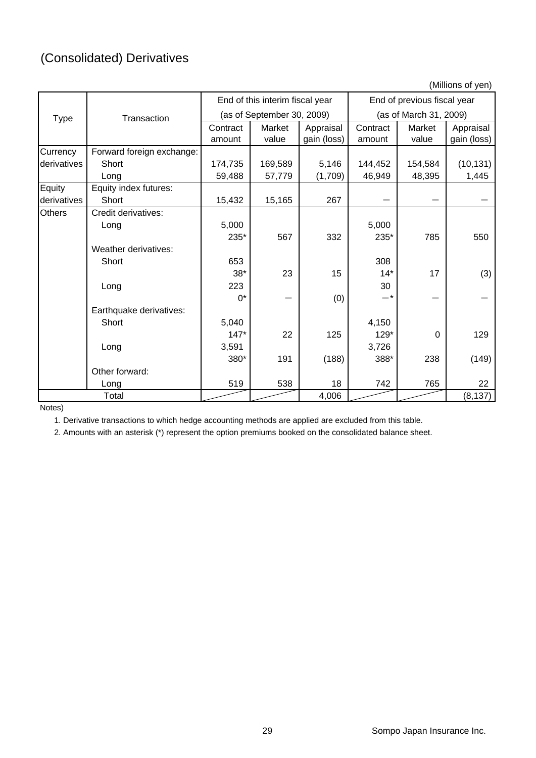# (Consolidated) Derivatives

(Millions of yen)

| Type | Transaction | End of this interim fiscal year (as of September 30, 2009) | | | End of previous fiscal year (as of March 31, 2009) | | |
|---|---|---|---|---|---|---|---|
| | | Contract amount | Market value | Appraisal gain (loss) | Contract amount | Market value | Appraisal gain (loss) |
| Currency derivatives | Forward foreign exchange: | | | | | | |
| | Short | 174,735 | 169,589 | 5,146 | 144,452 | 154,584 | (10,131) |
| | Long | 59,488 | 57,779 | (1,709) | 46,949 | 48,395 | 1,445 |
| Equity derivatives | Equity index futures: | | | | | | |
| | Short | 15,432 | 15,165 | 267 | ― | ― | ― |
| Others | Credit derivatives: | | | | | | |
| | Long | 5,000 | | | 5,000 | | |
| | | 235* | 567 | 332 | 235* | 785 | 550 |
| | Weather derivatives: | | | | | | |
| | Short | 653 | | | 308 | | |
| | | 38* | 23 | 15 | 14* | 17 | (3) |
| | Long | 223 | | | 30 | | |
| | | 0* | ― | (0) | ―* | ― | ― |
| | Earthquake derivatives: | | | | | | |
| | Short | 5,040 | | | 4,150 | | |
| | | 147* | 22 | 125 | 129* | 0 | 129 |
| | Long | 3,591 | | | 3,726 | | |
| | | 380* | 191 | (188) | 388* | 238 | (149) |
| | Other forward: | | | | | | |
| | Long | 519 | 538 | 18 | 742 | 765 | 22 |
| Total | | | | 4,006 | | | (8,137) |

Notes)

1. Derivative transactions to which hedge accounting methods are applied are excluded from this table.
2. Amounts with an asterisk (*) represent the option premiums booked on the consolidated balance sheet.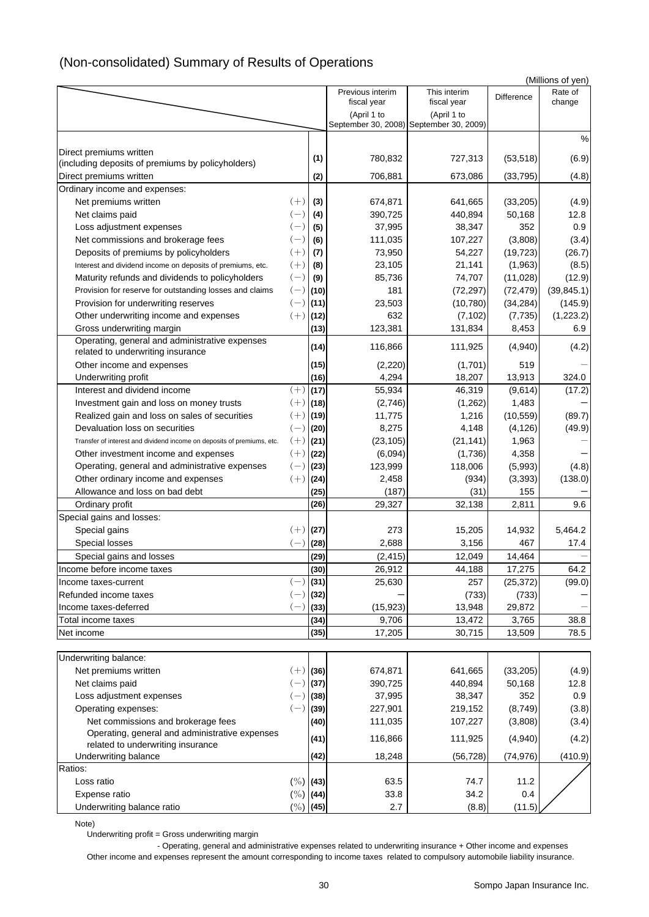# (Non-consolidated) Summary of Results of Operations

(Millions of yen)

| | | | Previous interim fiscal year (April 1 to September 30, 2008) | This interim fiscal year (April 1 to September 30, 2009) | Difference | Rate of change |
|---|---|---|---|---|---|---|
| | | | | | | % |
| Direct premiums written (including deposits of premiums by policyholders) | | (1) | 780,832 | 727,313 | (53,518) | (6.9) |
| Direct premiums written | | (2) | 706,881 | 673,086 | (33,795) | (4.8) |
| Ordinary income and expenses: | | | | | | |
| Net premiums written | (+) | (3) | 674,871 | 641,665 | (33,205) | (4.9) |
| Net claims paid | (−) | (4) | 390,725 | 440,894 | 50,168 | 12.8 |
| Loss adjustment expenses | (−) | (5) | 37,995 | 38,347 | 352 | 0.9 |
| Net commissions and brokerage fees | (−) | (6) | 111,035 | 107,227 | (3,808) | (3.4) |
| Deposits of premiums by policyholders | (+) | (7) | 73,950 | 54,227 | (19,723) | (26.7) |
| Interest and dividend income on deposits of premiums, etc. | (+) | (8) | 23,105 | 21,141 | (1,963) | (8.5) |
| Maturity refunds and dividends to policyholders | (−) | (9) | 85,736 | 74,707 | (11,028) | (12.9) |
| Provision for reserve for outstanding losses and claims | (−) | (10) | 181 | (72,297) | (72,479) | (39,845.1) |
| Provision for underwriting reserves | (−) | (11) | 23,503 | (10,780) | (34,284) | (145.9) |
| Other underwriting income and expenses | (+) | (12) | 632 | (7,102) | (7,735) | (1,223.2) |
| Gross underwriting margin | | (13) | 123,381 | 131,834 | 8,453 | 6.9 |
| Operating, general and administrative expenses related to underwriting insurance | | (14) | 116,866 | 111,925 | (4,940) | (4.2) |
| Other income and expenses | | (15) | (2,220) | (1,701) | 519 | ― |
| Underwriting profit | | (16) | 4,294 | 18,207 | 13,913 | 324.0 |
| Interest and dividend income | (+) | (17) | 55,934 | 46,319 | (9,614) | (17.2) |
| Investment gain and loss on money trusts | (+) | (18) | (2,746) | (1,262) | 1,483 | ― |
| Realized gain and loss on sales of securities | (+) | (19) | 11,775 | 1,216 | (10,559) | (89.7) |
| Devaluation loss on securities | (−) | (20) | 8,275 | 4,148 | (4,126) | (49.9) |
| Transfer of interest and dividend income on deposits of premiums, etc. | (+) | (21) | (23,105) | (21,141) | 1,963 | ― |
| Other investment income and expenses | (+) | (22) | (6,094) | (1,736) | 4,358 | ― |
| Operating, general and administrative expenses | (−) | (23) | 123,999 | 118,006 | (5,993) | (4.8) |
| Other ordinary income and expenses | (+) | (24) | 2,458 | (934) | (3,393) | (138.0) |
| Allowance and loss on bad debt | | (25) | (187) | (31) | 155 | ― |
| Ordinary profit | | (26) | 29,327 | 32,138 | 2,811 | 9.6 |
| Special gains and losses: | | | | | | |
| Special gains | (+) | (27) | 273 | 15,205 | 14,932 | 5,464.2 |
| Special losses | (−) | (28) | 2,688 | 3,156 | 467 | 17.4 |
| Special gains and losses | | (29) | (2,415) | 12,049 | 14,464 | ― |
| Income before income taxes | | (30) | 26,912 | 44,188 | 17,275 | 64.2 |
| Income taxes-current | (−) | (31) | 25,630 | 257 | (25,372) | (99.0) |
| Refunded income taxes | (−) | (32) | ― | (733) | (733) | ― |
| Income taxes-deferred | (−) | (33) | (15,923) | 13,948 | 29,872 | ― |
| Total income taxes | | (34) | 9,706 | 13,472 | 3,765 | 38.8 |
| Net income | | (35) | 17,205 | 30,715 | 13,509 | 78.5 |

| | | | Previous interim fiscal year | This interim fiscal year | Difference | Rate of change |
|---|---|---|---|---|---|---|
| Underwriting balance: | | | | | | |
| Net premiums written | (+) | (36) | 674,871 | 641,665 | (33,205) | (4.9) |
| Net claims paid | (−) | (37) | 390,725 | 440,894 | 50,168 | 12.8 |
| Loss adjustment expenses | (−) | (38) | 37,995 | 38,347 | 352 | 0.9 |
| Operating expenses: | (−) | (39) | 227,901 | 219,152 | (8,749) | (3.8) |
| Net commissions and brokerage fees | | (40) | 111,035 | 107,227 | (3,808) | (3.4) |
| Operating, general and administrative expenses related to underwriting insurance | | (41) | 116,866 | 111,925 | (4,940) | (4.2) |
| Underwriting balance | | (42) | 18,248 | (56,728) | (74,976) | (410.9) |
| Ratios: | | | | | | |
| Loss ratio | (%) | (43) | 63.5 | 74.7 | 11.2 | |
| Expense ratio | (%) | (44) | 33.8 | 34.2 | 0.4 | |
| Underwriting balance ratio | (%) | (45) | 2.7 | (8.8) | (11.5) | |

Note)

Underwriting profit = Gross underwriting margin - Operating, general and administrative expenses related to underwriting insurance + Other income and expenses

Other income and expenses represent the amount corresponding to income taxes related to compulsory automobile liability insurance.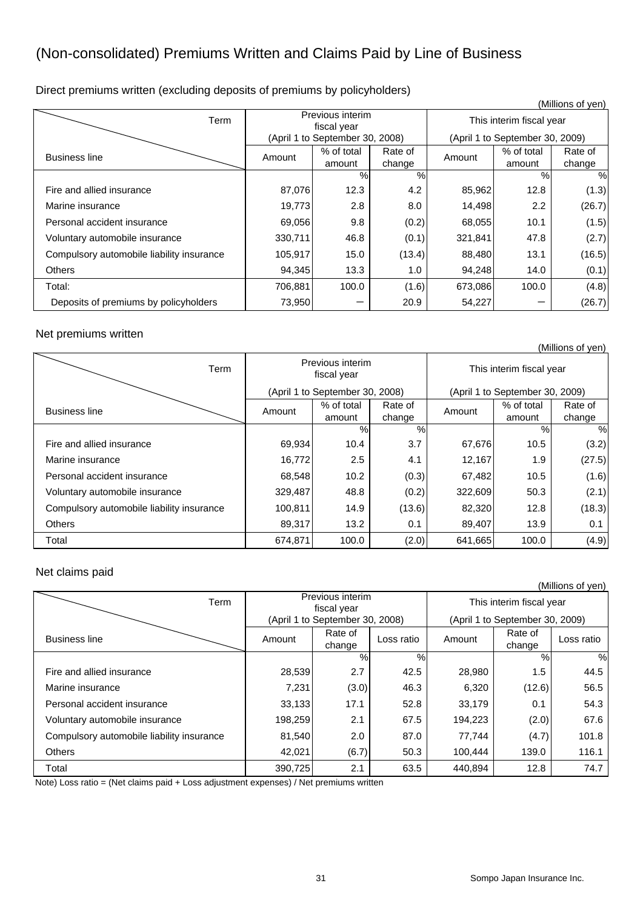# (Non-consolidated) Premiums Written and Claims Paid by Line of Business

## Direct premiums written (excluding deposits of premiums by policyholders)

(Millions of yen)

| Term / Business line | Previous interim fiscal year (April 1 to September 30, 2008) | | | This interim fiscal year (April 1 to September 30, 2009) | | |
|---|---|---|---|---|---|---|
| | Amount | % of total amount | Rate of change | Amount | % of total amount | Rate of change |
| | | % | % | | % | % |
| Fire and allied insurance | 87,076 | 12.3 | 4.2 | 85,962 | 12.8 | (1.3) |
| Marine insurance | 19,773 | 2.8 | 8.0 | 14,498 | 2.2 | (26.7) |
| Personal accident insurance | 69,056 | 9.8 | (0.2) | 68,055 | 10.1 | (1.5) |
| Voluntary automobile insurance | 330,711 | 46.8 | (0.1) | 321,841 | 47.8 | (2.7) |
| Compulsory automobile liability insurance | 105,917 | 15.0 | (13.4) | 88,480 | 13.1 | (16.5) |
| Others | 94,345 | 13.3 | 1.0 | 94,248 | 14.0 | (0.1) |
| Total: | 706,881 | 100.0 | (1.6) | 673,086 | 100.0 | (4.8) |
| Deposits of premiums by policyholders | 73,950 | ― | 20.9 | 54,227 | ― | (26.7) |

## Net premiums written

(Millions of yen)

| Term / Business line | Previous interim fiscal year (April 1 to September 30, 2008) | | | This interim fiscal year (April 1 to September 30, 2009) | | |
|---|---|---|---|---|---|---|
| | Amount | % of total amount | Rate of change | Amount | % of total amount | Rate of change |
| | | % | % | | % | % |
| Fire and allied insurance | 69,934 | 10.4 | 3.7 | 67,676 | 10.5 | (3.2) |
| Marine insurance | 16,772 | 2.5 | 4.1 | 12,167 | 1.9 | (27.5) |
| Personal accident insurance | 68,548 | 10.2 | (0.3) | 67,482 | 10.5 | (1.6) |
| Voluntary automobile insurance | 329,487 | 48.8 | (0.2) | 322,609 | 50.3 | (2.1) |
| Compulsory automobile liability insurance | 100,811 | 14.9 | (13.6) | 82,320 | 12.8 | (18.3) |
| Others | 89,317 | 13.2 | 0.1 | 89,407 | 13.9 | 0.1 |
| Total | 674,871 | 100.0 | (2.0) | 641,665 | 100.0 | (4.9) |

## Net claims paid

(Millions of yen)

| Term / Business line | Previous interim fiscal year (April 1 to September 30, 2008) | | | This interim fiscal year (April 1 to September 30, 2009) | | |
|---|---|---|---|---|---|---|
| | Amount | Rate of change | Loss ratio | Amount | Rate of change | Loss ratio |
| | | % | % | | % | % |
| Fire and allied insurance | 28,539 | 2.7 | 42.5 | 28,980 | 1.5 | 44.5 |
| Marine insurance | 7,231 | (3.0) | 46.3 | 6,320 | (12.6) | 56.5 |
| Personal accident insurance | 33,133 | 17.1 | 52.8 | 33,179 | 0.1 | 54.3 |
| Voluntary automobile insurance | 198,259 | 2.1 | 67.5 | 194,223 | (2.0) | 67.6 |
| Compulsory automobile liability insurance | 81,540 | 2.0 | 87.0 | 77,744 | (4.7) | 101.8 |
| Others | 42,021 | (6.7) | 50.3 | 100,444 | 139.0 | 116.1 |
| Total | 390,725 | 2.1 | 63.5 | 440,894 | 12.8 | 74.7 |

Note) Loss ratio = (Net claims paid + Loss adjustment expenses) / Net premiums written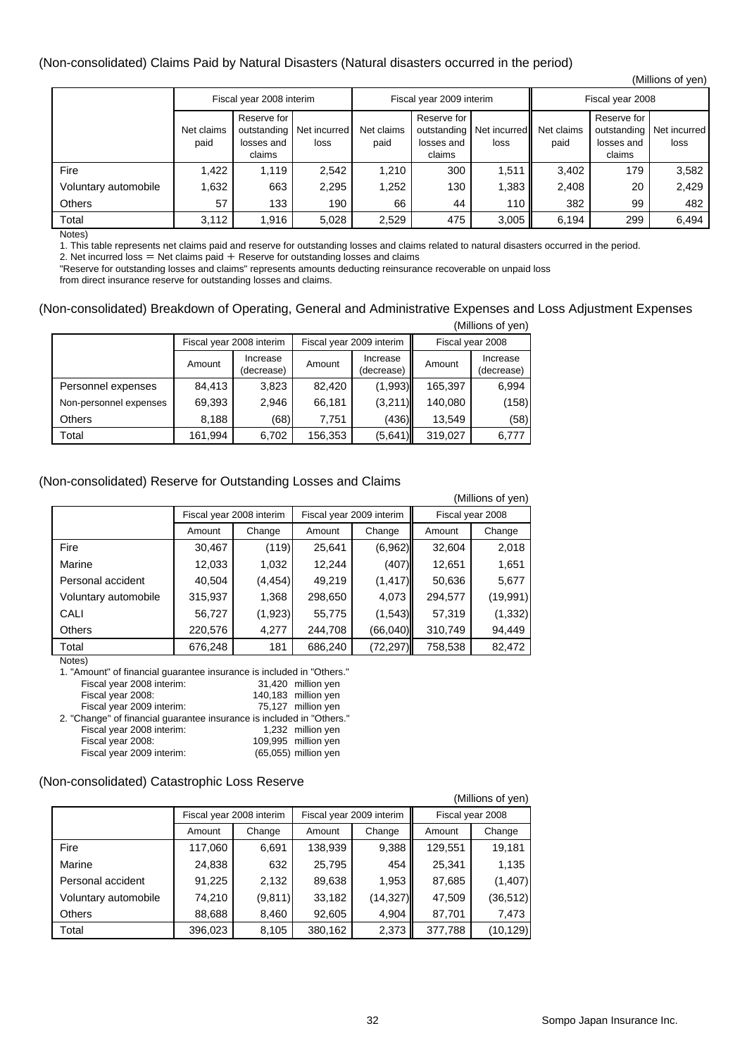## (Non-consolidated) Claims Paid by Natural Disasters (Natural disasters occurred in the period)

(Millions of yen)

| | Fiscal year 2008 interim | | | Fiscal year 2009 interim | | | Fiscal year 2008 | | |
|---|---|---|---|---|---|---|---|---|---|
| | Net claims paid | Reserve for outstanding losses and claims | Net incurred loss | Net claims paid | Reserve for outstanding losses and claims | Net incurred loss | Net claims paid | Reserve for outstanding losses and claims | Net incurred loss |
| Fire | 1,422 | 1,119 | 2,542 | 1,210 | 300 | 1,511 | 3,402 | 179 | 3,582 |
| Voluntary automobile | 1,632 | 663 | 2,295 | 1,252 | 130 | 1,383 | 2,408 | 20 | 2,429 |
| Others | 57 | 133 | 190 | 66 | 44 | 110 | 382 | 99 | 482 |
| Total | 3,112 | 1,916 | 5,028 | 2,529 | 475 | 3,005 | 6,194 | 299 | 6,494 |

Notes)

1. This table represents net claims paid and reserve for outstanding losses and claims related to natural disasters occurred in the period.
2. Net incurred loss = Net claims paid + Reserve for outstanding losses and claims

"Reserve for outstanding losses and claims" represents amounts deducting reinsurance recoverable on unpaid loss from direct insurance reserve for outstanding losses and claims.

## (Non-consolidated) Breakdown of Operating, General and Administrative Expenses and Loss Adjustment Expenses

(Millions of yen)

| | Fiscal year 2008 interim | | Fiscal year 2009 interim | | Fiscal year 2008 | |
|---|---|---|---|---|---|---|
| | Amount | Increase (decrease) | Amount | Increase (decrease) | Amount | Increase (decrease) |
| Personnel expenses | 84,413 | 3,823 | 82,420 | (1,993) | 165,397 | 6,994 |
| Non-personnel expenses | 69,393 | 2,946 | 66,181 | (3,211) | 140,080 | (158) |
| Others | 8,188 | (68) | 7,751 | (436) | 13,549 | (58) |
| Total | 161,994 | 6,702 | 156,353 | (5,641) | 319,027 | 6,777 |

## (Non-consolidated) Reserve for Outstanding Losses and Claims

(Millions of yen)

| | Fiscal year 2008 interim | | Fiscal year 2009 interim | | Fiscal year 2008 | |
|---|---|---|---|---|---|---|
| | Amount | Change | Amount | Change | Amount | Change |
| Fire | 30,467 | (119) | 25,641 | (6,962) | 32,604 | 2,018 |
| Marine | 12,033 | 1,032 | 12,244 | (407) | 12,651 | 1,651 |
| Personal accident | 40,504 | (4,454) | 49,219 | (1,417) | 50,636 | 5,677 |
| Voluntary automobile | 315,937 | 1,368 | 298,650 | 4,073 | 294,577 | (19,991) |
| CALI | 56,727 | (1,923) | 55,775 | (1,543) | 57,319 | (1,332) |
| Others | 220,576 | 4,277 | 244,708 | (66,040) | 310,749 | 94,449 |
| Total | 676,248 | 181 | 686,240 | (72,297) | 758,538 | 82,472 |

Notes)

1. "Amount" of financial guarantee insurance is included in "Others."
   - Fiscal year 2008 interim: 31,420 million yen
   - Fiscal year 2008: 140,183 million yen
   - Fiscal year 2009 interim: 75,127 million yen
2. "Change" of financial guarantee insurance is included in "Others."
   - Fiscal year 2008 interim: 1,232 million yen
   - Fiscal year 2008: 109,995 million yen
   - Fiscal year 2009 interim: (65,055) million yen

## (Non-consolidated) Catastrophic Loss Reserve

(Millions of yen)

| | Fiscal year 2008 interim | | Fiscal year 2009 interim | | Fiscal year 2008 | |
|---|---|---|---|---|---|---|
| | Amount | Change | Amount | Change | Amount | Change |
| Fire | 117,060 | 6,691 | 138,939 | 9,388 | 129,551 | 19,181 |
| Marine | 24,838 | 632 | 25,795 | 454 | 25,341 | 1,135 |
| Personal accident | 91,225 | 2,132 | 89,638 | 1,953 | 87,685 | (1,407) |
| Voluntary automobile | 74,210 | (9,811) | 33,182 | (14,327) | 47,509 | (36,512) |
| Others | 88,688 | 8,460 | 92,605 | 4,904 | 87,701 | 7,473 |
| Total | 396,023 | 8,105 | 380,162 | 2,373 | 377,788 | (10,129) |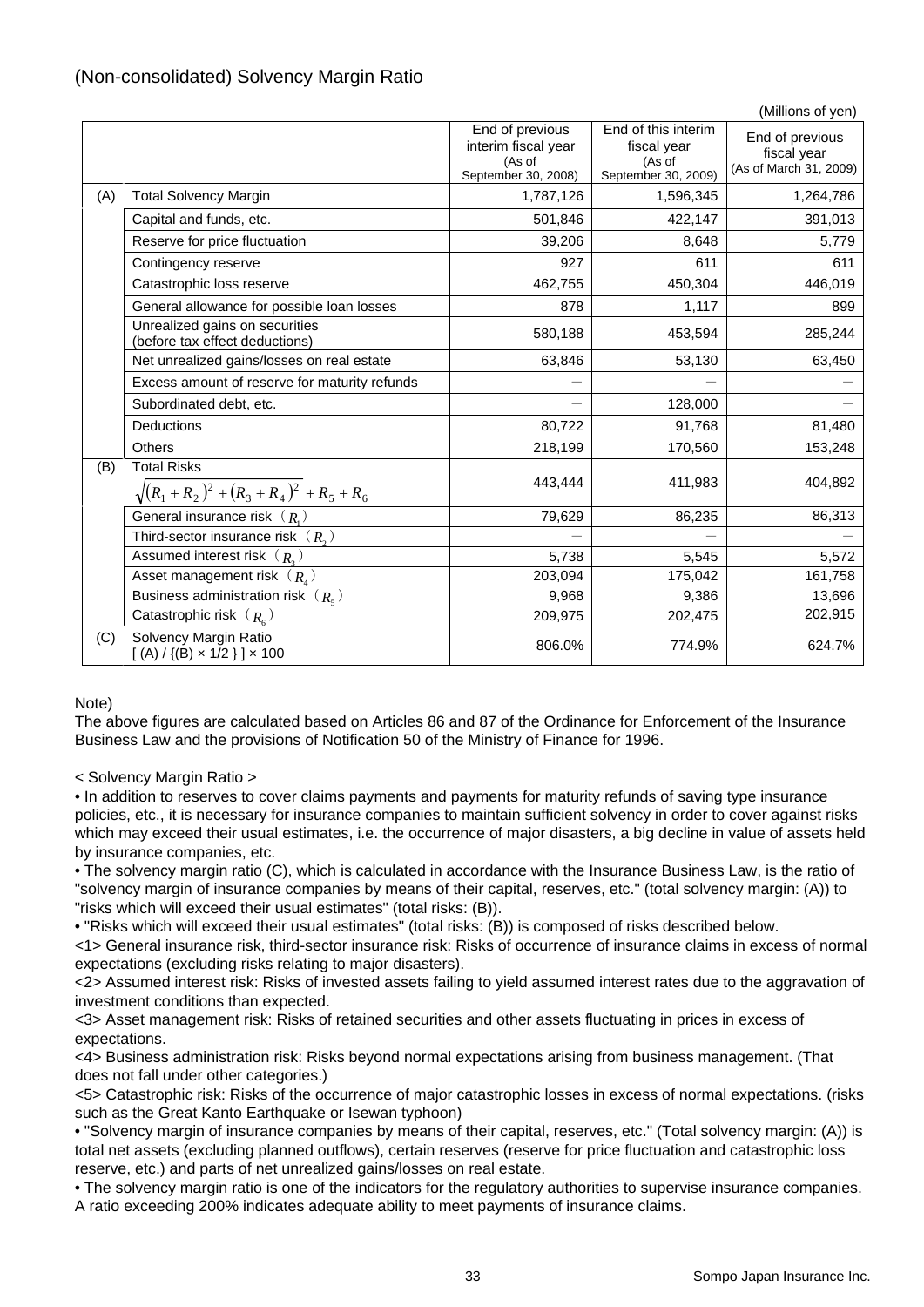## (Non-consolidated) Solvency Margin Ratio

(Millions of yen)

| | | End of previous interim fiscal year (As of September 30, 2008) | End of this interim fiscal year (As of September 30, 2009) | End of previous fiscal year (As of March 31, 2009) |
|---|---|---|---|---|
| (A) | Total Solvency Margin | 1,787,126 | 1,596,345 | 1,264,786 |
| | Capital and funds, etc. | 501,846 | 422,147 | 391,013 |
| | Reserve for price fluctuation | 39,206 | 8,648 | 5,779 |
| | Contingency reserve | 927 | 611 | 611 |
| | Catastrophic loss reserve | 462,755 | 450,304 | 446,019 |
| | General allowance for possible loan losses | 878 | 1,117 | 899 |
| | Unrealized gains on securities (before tax effect deductions) | 580,188 | 453,594 | 285,244 |
| | Net unrealized gains/losses on real estate | 63,846 | 53,130 | 63,450 |
| | Excess amount of reserve for maturity refunds | － | － | － |
| | Subordinated debt, etc. | － | 128,000 | － |
| | Deductions | 80,722 | 91,768 | 81,480 |
| | Others | 218,199 | 170,560 | 153,248 |
| (B) | Total Risks $\sqrt{(R_1+R_2)^2+(R_3+R_4)^2}+R_5+R_6$ | 443,444 | 411,983 | 404,892 |
| | General insurance risk（$R_1$） | 79,629 | 86,235 | 86,313 |
| | Third-sector insurance risk（$R_2$） | － | － | － |
| | Assumed interest risk（$R_3$） | 5,738 | 5,545 | 5,572 |
| | Asset management risk（$R_4$） | 203,094 | 175,042 | 161,758 |
| | Business administration risk（$R_5$） | 9,968 | 9,386 | 13,696 |
| | Catastrophic risk（$R_6$） | 209,975 | 202,475 | 202,915 |
| (C) | Solvency Margin Ratio [ (A) / {(B) × 1/2 } ] × 100 | 806.0% | 774.9% | 624.7% |

Note)
The above figures are calculated based on Articles 86 and 87 of the Ordinance for Enforcement of the Insurance Business Law and the provisions of Notification 50 of the Ministry of Finance for 1996.

< Solvency Margin Ratio >

- In addition to reserves to cover claims payments and payments for maturity refunds of saving type insurance policies, etc., it is necessary for insurance companies to maintain sufficient solvency in order to cover against risks which may exceed their usual estimates, i.e. the occurrence of major disasters, a big decline in value of assets held by insurance companies, etc.
- The solvency margin ratio (C), which is calculated in accordance with the Insurance Business Law, is the ratio of "solvency margin of insurance companies by means of their capital, reserves, etc." (total solvency margin: (A)) to "risks which will exceed their usual estimates" (total risks: (B)).
- "Risks which will exceed their usual estimates" (total risks: (B)) is composed of risks described below.

<1> General insurance risk, third-sector insurance risk: Risks of occurrence of insurance claims in excess of normal expectations (excluding risks relating to major disasters).

<2> Assumed interest risk: Risks of invested assets failing to yield assumed interest rates due to the aggravation of investment conditions than expected.

<3> Asset management risk: Risks of retained securities and other assets fluctuating in prices in excess of expectations.

<4> Business administration risk: Risks beyond normal expectations arising from business management. (That does not fall under other categories.)

<5> Catastrophic risk: Risks of the occurrence of major catastrophic losses in excess of normal expectations. (risks such as the Great Kanto Earthquake or Isewan typhoon)

- "Solvency margin of insurance companies by means of their capital, reserves, etc." (Total solvency margin: (A)) is total net assets (excluding planned outflows), certain reserves (reserve for price fluctuation and catastrophic loss reserve, etc.) and parts of net unrealized gains/losses on real estate.
- The solvency margin ratio is one of the indicators for the regulatory authorities to supervise insurance companies. A ratio exceeding 200% indicates adequate ability to meet payments of insurance claims.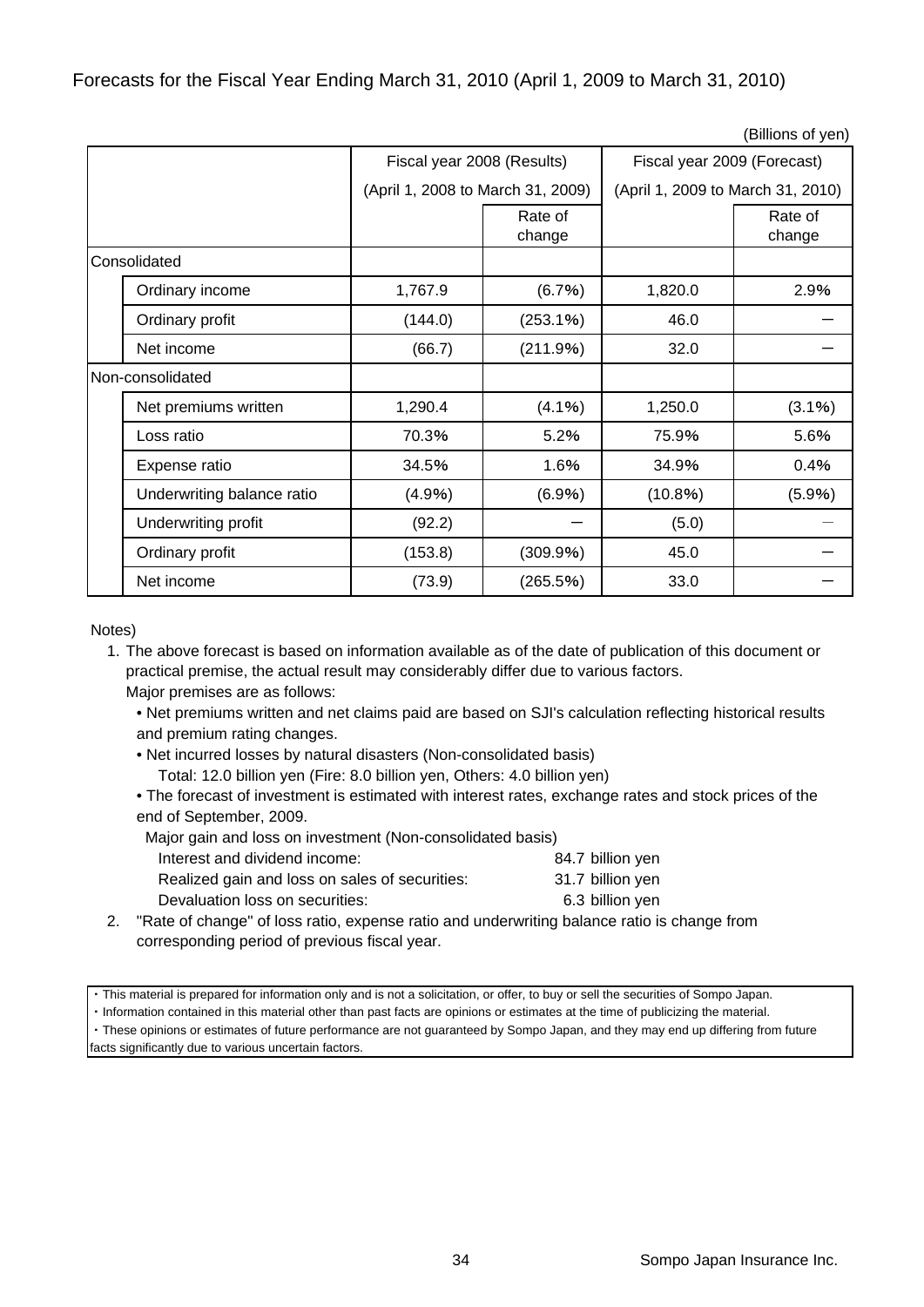Forecasts for the Fiscal Year Ending March 31, 2010 (April 1, 2009 to March 31, 2010)

(Billions of yen)

| | | Fiscal year 2008 (Results) (April 1, 2008 to March 31, 2009) | | Fiscal year 2009 (Forecast) (April 1, 2009 to March 31, 2010) | |
|---|---|---|---|---|---|
| | | | Rate of change | | Rate of change |
| Consolidated | | | | | |
| | Ordinary income | 1,767.9 | (6.7%) | 1,820.0 | 2.9% |
| | Ordinary profit | (144.0) | (253.1%) | 46.0 | － |
| | Net income | (66.7) | (211.9%) | 32.0 | － |
| Non-consolidated | | | | | |
| | Net premiums written | 1,290.4 | (4.1%) | 1,250.0 | (3.1%) |
| | Loss ratio | 70.3% | 5.2% | 75.9% | 5.6% |
| | Expense ratio | 34.5% | 1.6% | 34.9% | 0.4% |
| | Underwriting balance ratio | (4.9%) | (6.9%) | (10.8%) | (5.9%) |
| | Underwriting profit | (92.2) | － | (5.0) | － |
| | Ordinary profit | (153.8) | (309.9%) | 45.0 | － |
| | Net income | (73.9) | (265.5%) | 33.0 | － |

Notes)

1. The above forecast is based on information available as of the date of publication of this document or practical premise, the actual result may considerably differ due to various factors.
   Major premises are as follows:
   - Net premiums written and net claims paid are based on SJI's calculation reflecting historical results and premium rating changes.
   - Net incurred losses by natural disasters (Non-consolidated basis)
     Total: 12.0 billion yen (Fire: 8.0 billion yen, Others: 4.0 billion yen)
   - The forecast of investment is estimated with interest rates, exchange rates and stock prices of the end of September, 2009.

   Major gain and loss on investment (Non-consolidated basis)

   | | |
   |---|---|
   | Interest and dividend income: | 84.7 billion yen |
   | Realized gain and loss on sales of securities: | 31.7 billion yen |
   | Devaluation loss on securities: | 6.3 billion yen |

2. "Rate of change" of loss ratio, expense ratio and underwriting balance ratio is change from corresponding period of previous fiscal year.

・This material is prepared for information only and is not a solicitation, or offer, to buy or sell the securities of Sompo Japan.
・Information contained in this material other than past facts are opinions or estimates at the time of publicizing the material.
・These opinions or estimates of future performance are not guaranteed by Sompo Japan, and they may end up differing from future facts significantly due to various uncertain factors.